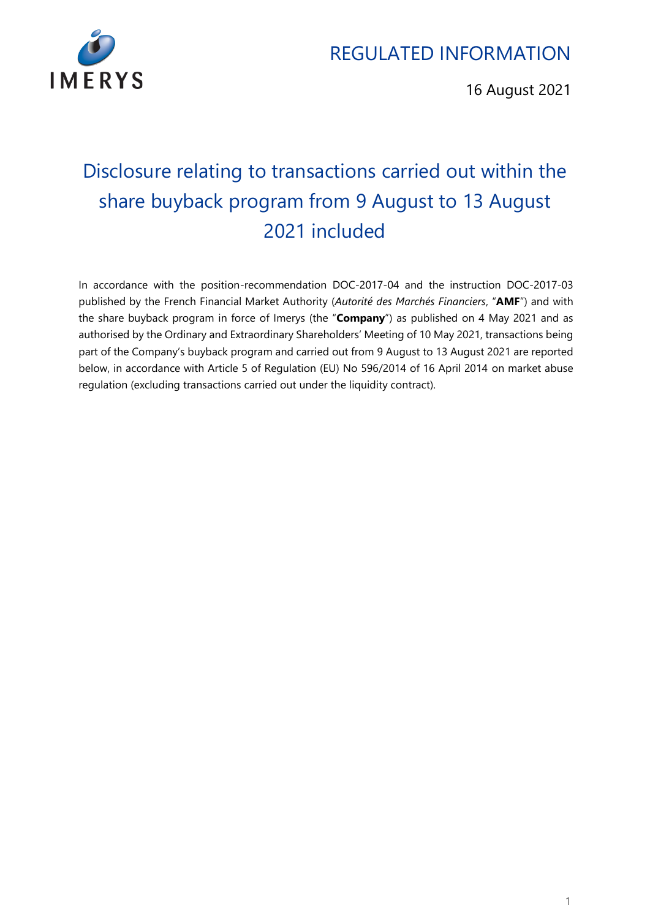REGULATED INFORMATION

16 August 2021

# Disclosure relating to transactions carried out within the share buyback program from 9 August to 13 August 2021 included

In accordance with the position-recommendation DOC-2017-04 and the instruction DOC-2017-03 published by the French Financial Market Authority (*Autorité des Marchés Financiers*, "**AMF**") and with the share buyback program in force of Imerys (the "**Company**") as published on 4 May 2021 and as authorised by the Ordinary and Extraordinary Shareholders' Meeting of 10 May 2021, transactions being part of the Company's buyback program and carried out from 9 August to 13 August 2021 are reported below, in accordance with Article 5 of Regulation (EU) No 596/2014 of 16 April 2014 on market abuse regulation (excluding transactions carried out under the liquidity contract).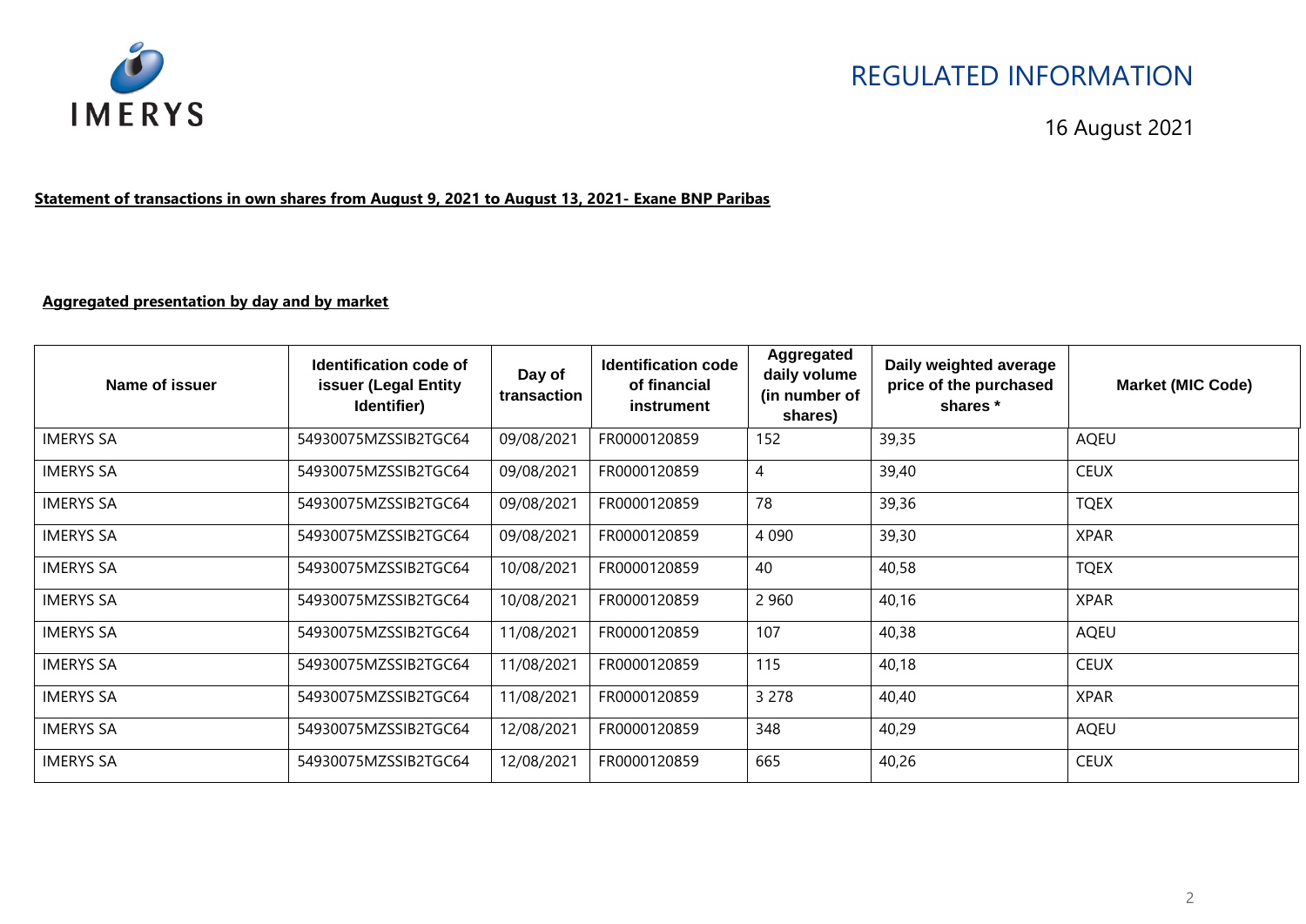REGULATED INFORMATION

16 August 2021

**Statement of transactions in own shares from August 9, 2021 to August 13, 2021- Exane BNP Paribas**

**Aggregated presentation by day and by market**

| Name of issuer | Identification code of issuer (Legal Entity Identifier) | Day of transaction | Identification code of financial instrument | Aggregated daily volume (in number of shares) | Daily weighted average price of the purchased shares * | Market (MIC Code) |
|---|---|---|---|---|---|---|
| IMERYS SA | 54930075MZSSIB2TGC64 | 09/08/2021 | FR0000120859 | 152 | 39,35 | AQEU |
| IMERYS SA | 54930075MZSSIB2TGC64 | 09/08/2021 | FR0000120859 | 4 | 39,40 | CEUX |
| IMERYS SA | 54930075MZSSIB2TGC64 | 09/08/2021 | FR0000120859 | 78 | 39,36 | TQEX |
| IMERYS SA | 54930075MZSSIB2TGC64 | 09/08/2021 | FR0000120859 | 4 090 | 39,30 | XPAR |
| IMERYS SA | 54930075MZSSIB2TGC64 | 10/08/2021 | FR0000120859 | 40 | 40,58 | TQEX |
| IMERYS SA | 54930075MZSSIB2TGC64 | 10/08/2021 | FR0000120859 | 2 960 | 40,16 | XPAR |
| IMERYS SA | 54930075MZSSIB2TGC64 | 11/08/2021 | FR0000120859 | 107 | 40,38 | AQEU |
| IMERYS SA | 54930075MZSSIB2TGC64 | 11/08/2021 | FR0000120859 | 115 | 40,18 | CEUX |
| IMERYS SA | 54930075MZSSIB2TGC64 | 11/08/2021 | FR0000120859 | 3 278 | 40,40 | XPAR |
| IMERYS SA | 54930075MZSSIB2TGC64 | 12/08/2021 | FR0000120859 | 348 | 40,29 | AQEU |
| IMERYS SA | 54930075MZSSIB2TGC64 | 12/08/2021 | FR0000120859 | 665 | 40,26 | CEUX |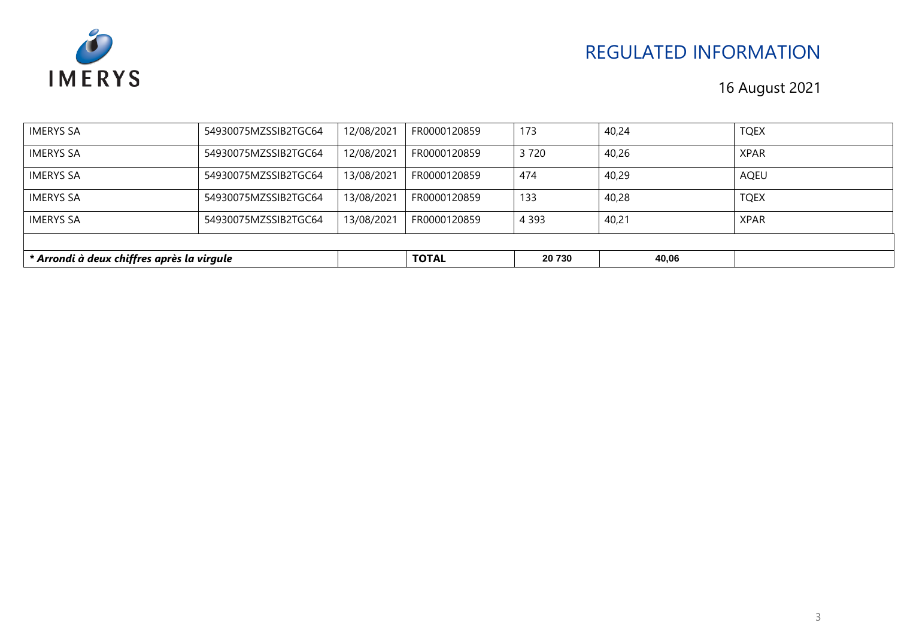# REGULATED INFORMATION

16 August 2021

| | | | | | | |
|---|---|---|---|---|---|---|
| IMERYS SA | 54930075MZSSIB2TGC64 | 12/08/2021 | FR0000120859 | 173 | 40,24 | TQEX |
| IMERYS SA | 54930075MZSSIB2TGC64 | 12/08/2021 | FR0000120859 | 3 720 | 40,26 | XPAR |
| IMERYS SA | 54930075MZSSIB2TGC64 | 13/08/2021 | FR0000120859 | 474 | 40,29 | AQEU |
| IMERYS SA | 54930075MZSSIB2TGC64 | 13/08/2021 | FR0000120859 | 133 | 40,28 | TQEX |
| IMERYS SA | 54930075MZSSIB2TGC64 | 13/08/2021 | FR0000120859 | 4 393 | 40,21 | XPAR |
| | | | | | | |
| ***\* Arrondi à deux chiffres après la virgule*** | | | **TOTAL** | **20 730** | **40,06** | |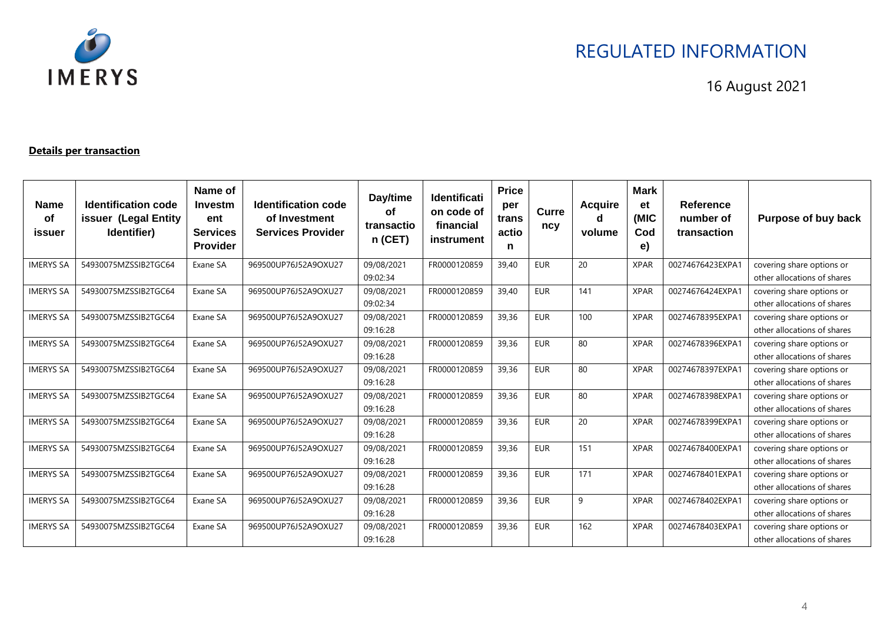REGULATED INFORMATION

16 August 2021

**Details per transaction**

| Name of issuer | Identification code issuer (Legal Entity Identifier) | Name of Investment Services Provider | Identification code of Investment Services Provider | Day/time of transaction (CET) | Identification code of financial instrument | Price per transaction | Currency | Acquired volume | Market (MIC Code) | Reference number of transaction | Purpose of buy back |
|---|---|---|---|---|---|---|---|---|---|---|---|
| IMERYS SA | 54930075MZSSIB2TGC64 | Exane SA | 969500UP76J52A9OXU27 | 09/08/2021 09:02:34 | FR0000120859 | 39,40 | EUR | 20 | XPAR | 00274676423EXPA1 | covering share options or other allocations of shares |
| IMERYS SA | 54930075MZSSIB2TGC64 | Exane SA | 969500UP76J52A9OXU27 | 09/08/2021 09:02:34 | FR0000120859 | 39,40 | EUR | 141 | XPAR | 00274676424EXPA1 | covering share options or other allocations of shares |
| IMERYS SA | 54930075MZSSIB2TGC64 | Exane SA | 969500UP76J52A9OXU27 | 09/08/2021 09:16:28 | FR0000120859 | 39,36 | EUR | 100 | XPAR | 00274678395EXPA1 | covering share options or other allocations of shares |
| IMERYS SA | 54930075MZSSIB2TGC64 | Exane SA | 969500UP76J52A9OXU27 | 09/08/2021 09:16:28 | FR0000120859 | 39,36 | EUR | 80 | XPAR | 00274678396EXPA1 | covering share options or other allocations of shares |
| IMERYS SA | 54930075MZSSIB2TGC64 | Exane SA | 969500UP76J52A9OXU27 | 09/08/2021 09:16:28 | FR0000120859 | 39,36 | EUR | 80 | XPAR | 00274678397EXPA1 | covering share options or other allocations of shares |
| IMERYS SA | 54930075MZSSIB2TGC64 | Exane SA | 969500UP76J52A9OXU27 | 09/08/2021 09:16:28 | FR0000120859 | 39,36 | EUR | 80 | XPAR | 00274678398EXPA1 | covering share options or other allocations of shares |
| IMERYS SA | 54930075MZSSIB2TGC64 | Exane SA | 969500UP76J52A9OXU27 | 09/08/2021 09:16:28 | FR0000120859 | 39,36 | EUR | 20 | XPAR | 00274678399EXPA1 | covering share options or other allocations of shares |
| IMERYS SA | 54930075MZSSIB2TGC64 | Exane SA | 969500UP76J52A9OXU27 | 09/08/2021 09:16:28 | FR0000120859 | 39,36 | EUR | 151 | XPAR | 00274678400EXPA1 | covering share options or other allocations of shares |
| IMERYS SA | 54930075MZSSIB2TGC64 | Exane SA | 969500UP76J52A9OXU27 | 09/08/2021 09:16:28 | FR0000120859 | 39,36 | EUR | 171 | XPAR | 00274678401EXPA1 | covering share options or other allocations of shares |
| IMERYS SA | 54930075MZSSIB2TGC64 | Exane SA | 969500UP76J52A9OXU27 | 09/08/2021 09:16:28 | FR0000120859 | 39,36 | EUR | 9 | XPAR | 00274678402EXPA1 | covering share options or other allocations of shares |
| IMERYS SA | 54930075MZSSIB2TGC64 | Exane SA | 969500UP76J52A9OXU27 | 09/08/2021 09:16:28 | FR0000120859 | 39,36 | EUR | 162 | XPAR | 00274678403EXPA1 | covering share options or other allocations of shares |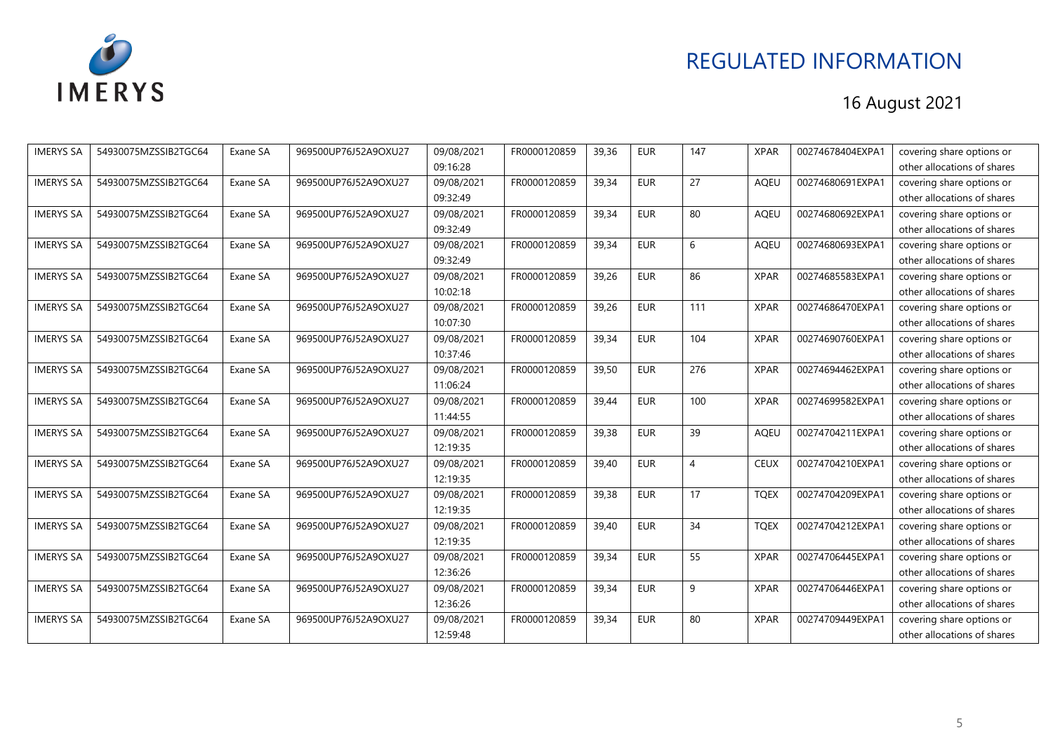| IMERYS SA | 54930075MZSSIB2TGC64 | Exane SA | 969500UP76J52A9OXU27 | 09/08/2021 09:16:28 | FR0000120859 | 39,36 | EUR | 147 | XPAR | 00274678404EXPA1 | covering share options or other allocations of shares |
|---|---|---|---|---|---|---|---|---|---|---|---|
| IMERYS SA | 54930075MZSSIB2TGC64 | Exane SA | 969500UP76J52A9OXU27 | 09/08/2021 09:32:49 | FR0000120859 | 39,34 | EUR | 27 | AQEU | 00274680691EXPA1 | covering share options or other allocations of shares |
| IMERYS SA | 54930075MZSSIB2TGC64 | Exane SA | 969500UP76J52A9OXU27 | 09/08/2021 09:32:49 | FR0000120859 | 39,34 | EUR | 80 | AQEU | 00274680692EXPA1 | covering share options or other allocations of shares |
| IMERYS SA | 54930075MZSSIB2TGC64 | Exane SA | 969500UP76J52A9OXU27 | 09/08/2021 09:32:49 | FR0000120859 | 39,34 | EUR | 6 | AQEU | 00274680693EXPA1 | covering share options or other allocations of shares |
| IMERYS SA | 54930075MZSSIB2TGC64 | Exane SA | 969500UP76J52A9OXU27 | 09/08/2021 10:02:18 | FR0000120859 | 39,26 | EUR | 86 | XPAR | 00274685583EXPA1 | covering share options or other allocations of shares |
| IMERYS SA | 54930075MZSSIB2TGC64 | Exane SA | 969500UP76J52A9OXU27 | 09/08/2021 10:07:30 | FR0000120859 | 39,26 | EUR | 111 | XPAR | 00274686470EXPA1 | covering share options or other allocations of shares |
| IMERYS SA | 54930075MZSSIB2TGC64 | Exane SA | 969500UP76J52A9OXU27 | 09/08/2021 10:37:46 | FR0000120859 | 39,34 | EUR | 104 | XPAR | 00274690760EXPA1 | covering share options or other allocations of shares |
| IMERYS SA | 54930075MZSSIB2TGC64 | Exane SA | 969500UP76J52A9OXU27 | 09/08/2021 11:06:24 | FR0000120859 | 39,50 | EUR | 276 | XPAR | 00274694462EXPA1 | covering share options or other allocations of shares |
| IMERYS SA | 54930075MZSSIB2TGC64 | Exane SA | 969500UP76J52A9OXU27 | 09/08/2021 11:44:55 | FR0000120859 | 39,44 | EUR | 100 | XPAR | 00274699582EXPA1 | covering share options or other allocations of shares |
| IMERYS SA | 54930075MZSSIB2TGC64 | Exane SA | 969500UP76J52A9OXU27 | 09/08/2021 12:19:35 | FR0000120859 | 39,38 | EUR | 39 | AQEU | 00274704211EXPA1 | covering share options or other allocations of shares |
| IMERYS SA | 54930075MZSSIB2TGC64 | Exane SA | 969500UP76J52A9OXU27 | 09/08/2021 12:19:35 | FR0000120859 | 39,40 | EUR | 4 | CEUX | 00274704210EXPA1 | covering share options or other allocations of shares |
| IMERYS SA | 54930075MZSSIB2TGC64 | Exane SA | 969500UP76J52A9OXU27 | 09/08/2021 12:19:35 | FR0000120859 | 39,38 | EUR | 17 | TQEX | 00274704209EXPA1 | covering share options or other allocations of shares |
| IMERYS SA | 54930075MZSSIB2TGC64 | Exane SA | 969500UP76J52A9OXU27 | 09/08/2021 12:19:35 | FR0000120859 | 39,40 | EUR | 34 | TQEX | 00274704212EXPA1 | covering share options or other allocations of shares |
| IMERYS SA | 54930075MZSSIB2TGC64 | Exane SA | 969500UP76J52A9OXU27 | 09/08/2021 12:36:26 | FR0000120859 | 39,34 | EUR | 55 | XPAR | 00274706445EXPA1 | covering share options or other allocations of shares |
| IMERYS SA | 54930075MZSSIB2TGC64 | Exane SA | 969500UP76J52A9OXU27 | 09/08/2021 12:36:26 | FR0000120859 | 39,34 | EUR | 9 | XPAR | 00274706446EXPA1 | covering share options or other allocations of shares |
| IMERYS SA | 54930075MZSSIB2TGC64 | Exane SA | 969500UP76J52A9OXU27 | 09/08/2021 12:59:48 | FR0000120859 | 39,34 | EUR | 80 | XPAR | 00274709449EXPA1 | covering share options or other allocations of shares |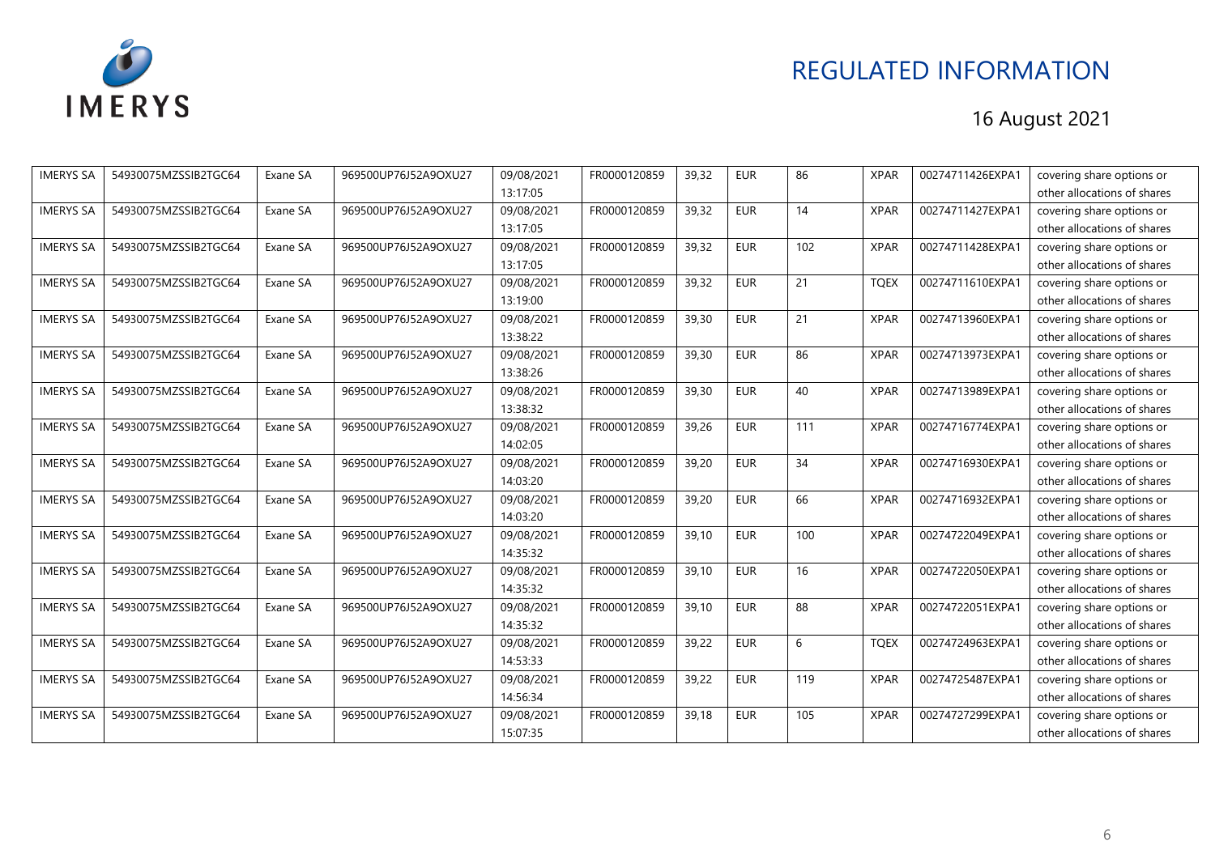| IMERYS SA | 54930075MZSSIB2TGC64 | Exane SA | 969500UP76J52A9OXU27 | 09/08/2021 13:17:05 | FR0000120859 | 39,32 | EUR | 86 | XPAR | 00274711426EXPA1 | covering share options or other allocations of shares |
|---|---|---|---|---|---|---|---|---|---|---|---|
| IMERYS SA | 54930075MZSSIB2TGC64 | Exane SA | 969500UP76J52A9OXU27 | 09/08/2021 13:17:05 | FR0000120859 | 39,32 | EUR | 14 | XPAR | 00274711427EXPA1 | covering share options or other allocations of shares |
| IMERYS SA | 54930075MZSSIB2TGC64 | Exane SA | 969500UP76J52A9OXU27 | 09/08/2021 13:17:05 | FR0000120859 | 39,32 | EUR | 102 | XPAR | 00274711428EXPA1 | covering share options or other allocations of shares |
| IMERYS SA | 54930075MZSSIB2TGC64 | Exane SA | 969500UP76J52A9OXU27 | 09/08/2021 13:19:00 | FR0000120859 | 39,32 | EUR | 21 | TQEX | 00274711610EXPA1 | covering share options or other allocations of shares |
| IMERYS SA | 54930075MZSSIB2TGC64 | Exane SA | 969500UP76J52A9OXU27 | 09/08/2021 13:38:22 | FR0000120859 | 39,30 | EUR | 21 | XPAR | 00274713960EXPA1 | covering share options or other allocations of shares |
| IMERYS SA | 54930075MZSSIB2TGC64 | Exane SA | 969500UP76J52A9OXU27 | 09/08/2021 13:38:26 | FR0000120859 | 39,30 | EUR | 86 | XPAR | 00274713973EXPA1 | covering share options or other allocations of shares |
| IMERYS SA | 54930075MZSSIB2TGC64 | Exane SA | 969500UP76J52A9OXU27 | 09/08/2021 13:38:32 | FR0000120859 | 39,30 | EUR | 40 | XPAR | 00274713989EXPA1 | covering share options or other allocations of shares |
| IMERYS SA | 54930075MZSSIB2TGC64 | Exane SA | 969500UP76J52A9OXU27 | 09/08/2021 14:02:05 | FR0000120859 | 39,26 | EUR | 111 | XPAR | 00274716774EXPA1 | covering share options or other allocations of shares |
| IMERYS SA | 54930075MZSSIB2TGC64 | Exane SA | 969500UP76J52A9OXU27 | 09/08/2021 14:03:20 | FR0000120859 | 39,20 | EUR | 34 | XPAR | 00274716930EXPA1 | covering share options or other allocations of shares |
| IMERYS SA | 54930075MZSSIB2TGC64 | Exane SA | 969500UP76J52A9OXU27 | 09/08/2021 14:03:20 | FR0000120859 | 39,20 | EUR | 66 | XPAR | 00274716932EXPA1 | covering share options or other allocations of shares |
| IMERYS SA | 54930075MZSSIB2TGC64 | Exane SA | 969500UP76J52A9OXU27 | 09/08/2021 14:35:32 | FR0000120859 | 39,10 | EUR | 100 | XPAR | 00274722049EXPA1 | covering share options or other allocations of shares |
| IMERYS SA | 54930075MZSSIB2TGC64 | Exane SA | 969500UP76J52A9OXU27 | 09/08/2021 14:35:32 | FR0000120859 | 39,10 | EUR | 16 | XPAR | 00274722050EXPA1 | covering share options or other allocations of shares |
| IMERYS SA | 54930075MZSSIB2TGC64 | Exane SA | 969500UP76J52A9OXU27 | 09/08/2021 14:35:32 | FR0000120859 | 39,10 | EUR | 88 | XPAR | 00274722051EXPA1 | covering share options or other allocations of shares |
| IMERYS SA | 54930075MZSSIB2TGC64 | Exane SA | 969500UP76J52A9OXU27 | 09/08/2021 14:53:33 | FR0000120859 | 39,22 | EUR | 6 | TQEX | 00274724963EXPA1 | covering share options or other allocations of shares |
| IMERYS SA | 54930075MZSSIB2TGC64 | Exane SA | 969500UP76J52A9OXU27 | 09/08/2021 14:56:34 | FR0000120859 | 39,22 | EUR | 119 | XPAR | 00274725487EXPA1 | covering share options or other allocations of shares |
| IMERYS SA | 54930075MZSSIB2TGC64 | Exane SA | 969500UP76J52A9OXU27 | 09/08/2021 15:07:35 | FR0000120859 | 39,18 | EUR | 105 | XPAR | 00274727299EXPA1 | covering share options or other allocations of shares |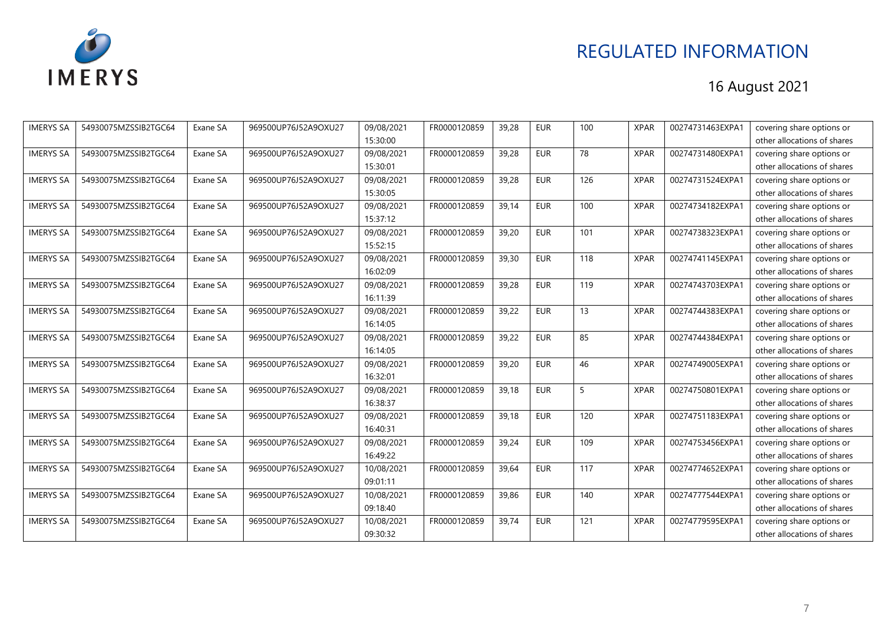REGULATED INFORMATION

16 August 2021

| IMERYS SA | 54930075MZSSIB2TGC64 | Exane SA | 969500UP76J52A9OXU27 | 09/08/2021 15:30:00 | FR0000120859 | 39,28 | EUR | 100 | XPAR | 00274731463EXPA1 | covering share options or other allocations of shares |
|---|---|---|---|---|---|---|---|---|---|---|---|
| IMERYS SA | 54930075MZSSIB2TGC64 | Exane SA | 969500UP76J52A9OXU27 | 09/08/2021 15:30:01 | FR0000120859 | 39,28 | EUR | 78 | XPAR | 00274731480EXPA1 | covering share options or other allocations of shares |
| IMERYS SA | 54930075MZSSIB2TGC64 | Exane SA | 969500UP76J52A9OXU27 | 09/08/2021 15:30:05 | FR0000120859 | 39,28 | EUR | 126 | XPAR | 00274731524EXPA1 | covering share options or other allocations of shares |
| IMERYS SA | 54930075MZSSIB2TGC64 | Exane SA | 969500UP76J52A9OXU27 | 09/08/2021 15:37:12 | FR0000120859 | 39,14 | EUR | 100 | XPAR | 00274734182EXPA1 | covering share options or other allocations of shares |
| IMERYS SA | 54930075MZSSIB2TGC64 | Exane SA | 969500UP76J52A9OXU27 | 09/08/2021 15:52:15 | FR0000120859 | 39,20 | EUR | 101 | XPAR | 00274738323EXPA1 | covering share options or other allocations of shares |
| IMERYS SA | 54930075MZSSIB2TGC64 | Exane SA | 969500UP76J52A9OXU27 | 09/08/2021 16:02:09 | FR0000120859 | 39,30 | EUR | 118 | XPAR | 00274741145EXPA1 | covering share options or other allocations of shares |
| IMERYS SA | 54930075MZSSIB2TGC64 | Exane SA | 969500UP76J52A9OXU27 | 09/08/2021 16:11:39 | FR0000120859 | 39,28 | EUR | 119 | XPAR | 00274743703EXPA1 | covering share options or other allocations of shares |
| IMERYS SA | 54930075MZSSIB2TGC64 | Exane SA | 969500UP76J52A9OXU27 | 09/08/2021 16:14:05 | FR0000120859 | 39,22 | EUR | 13 | XPAR | 00274744383EXPA1 | covering share options or other allocations of shares |
| IMERYS SA | 54930075MZSSIB2TGC64 | Exane SA | 969500UP76J52A9OXU27 | 09/08/2021 16:14:05 | FR0000120859 | 39,22 | EUR | 85 | XPAR | 00274744384EXPA1 | covering share options or other allocations of shares |
| IMERYS SA | 54930075MZSSIB2TGC64 | Exane SA | 969500UP76J52A9OXU27 | 09/08/2021 16:32:01 | FR0000120859 | 39,20 | EUR | 46 | XPAR | 00274749005EXPA1 | covering share options or other allocations of shares |
| IMERYS SA | 54930075MZSSIB2TGC64 | Exane SA | 969500UP76J52A9OXU27 | 09/08/2021 16:38:37 | FR0000120859 | 39,18 | EUR | 5 | XPAR | 00274750801EXPA1 | covering share options or other allocations of shares |
| IMERYS SA | 54930075MZSSIB2TGC64 | Exane SA | 969500UP76J52A9OXU27 | 09/08/2021 16:40:31 | FR0000120859 | 39,18 | EUR | 120 | XPAR | 00274751183EXPA1 | covering share options or other allocations of shares |
| IMERYS SA | 54930075MZSSIB2TGC64 | Exane SA | 969500UP76J52A9OXU27 | 09/08/2021 16:49:22 | FR0000120859 | 39,24 | EUR | 109 | XPAR | 00274753456EXPA1 | covering share options or other allocations of shares |
| IMERYS SA | 54930075MZSSIB2TGC64 | Exane SA | 969500UP76J52A9OXU27 | 10/08/2021 09:01:11 | FR0000120859 | 39,64 | EUR | 117 | XPAR | 00274774652EXPA1 | covering share options or other allocations of shares |
| IMERYS SA | 54930075MZSSIB2TGC64 | Exane SA | 969500UP76J52A9OXU27 | 10/08/2021 09:18:40 | FR0000120859 | 39,86 | EUR | 140 | XPAR | 00274777544EXPA1 | covering share options or other allocations of shares |
| IMERYS SA | 54930075MZSSIB2TGC64 | Exane SA | 969500UP76J52A9OXU27 | 10/08/2021 09:30:32 | FR0000120859 | 39,74 | EUR | 121 | XPAR | 00274779595EXPA1 | covering share options or other allocations of shares |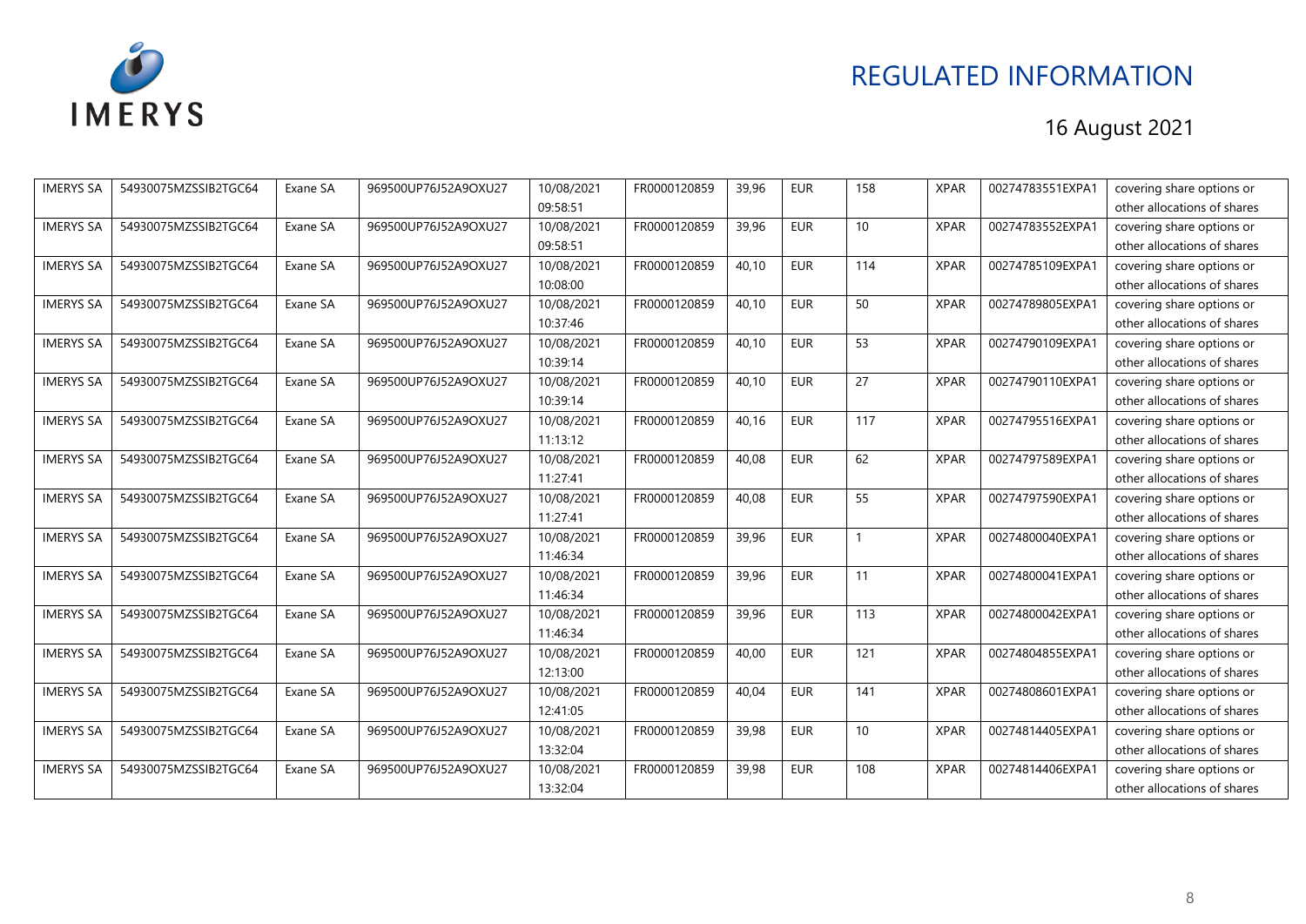| IMERYS SA | 54930075MZSSIB2TGC64 | Exane SA | 969500UP76J52A9OXU27 | 10/08/2021 09:58:51 | FR0000120859 | 39,96 | EUR | 158 | XPAR | 00274783551EXPA1 | covering share options or other allocations of shares |
|---|---|---|---|---|---|---|---|---|---|---|---|
| IMERYS SA | 54930075MZSSIB2TGC64 | Exane SA | 969500UP76J52A9OXU27 | 10/08/2021 09:58:51 | FR0000120859 | 39,96 | EUR | 10 | XPAR | 00274783552EXPA1 | covering share options or other allocations of shares |
| IMERYS SA | 54930075MZSSIB2TGC64 | Exane SA | 969500UP76J52A9OXU27 | 10/08/2021 10:08:00 | FR0000120859 | 40,10 | EUR | 114 | XPAR | 00274785109EXPA1 | covering share options or other allocations of shares |
| IMERYS SA | 54930075MZSSIB2TGC64 | Exane SA | 969500UP76J52A9OXU27 | 10/08/2021 10:37:46 | FR0000120859 | 40,10 | EUR | 50 | XPAR | 00274789805EXPA1 | covering share options or other allocations of shares |
| IMERYS SA | 54930075MZSSIB2TGC64 | Exane SA | 969500UP76J52A9OXU27 | 10/08/2021 10:39:14 | FR0000120859 | 40,10 | EUR | 53 | XPAR | 00274790109EXPA1 | covering share options or other allocations of shares |
| IMERYS SA | 54930075MZSSIB2TGC64 | Exane SA | 969500UP76J52A9OXU27 | 10/08/2021 10:39:14 | FR0000120859 | 40,10 | EUR | 27 | XPAR | 00274790110EXPA1 | covering share options or other allocations of shares |
| IMERYS SA | 54930075MZSSIB2TGC64 | Exane SA | 969500UP76J52A9OXU27 | 10/08/2021 11:13:12 | FR0000120859 | 40,16 | EUR | 117 | XPAR | 00274795516EXPA1 | covering share options or other allocations of shares |
| IMERYS SA | 54930075MZSSIB2TGC64 | Exane SA | 969500UP76J52A9OXU27 | 10/08/2021 11:27:41 | FR0000120859 | 40,08 | EUR | 62 | XPAR | 00274797589EXPA1 | covering share options or other allocations of shares |
| IMERYS SA | 54930075MZSSIB2TGC64 | Exane SA | 969500UP76J52A9OXU27 | 10/08/2021 11:27:41 | FR0000120859 | 40,08 | EUR | 55 | XPAR | 00274797590EXPA1 | covering share options or other allocations of shares |
| IMERYS SA | 54930075MZSSIB2TGC64 | Exane SA | 969500UP76J52A9OXU27 | 10/08/2021 11:46:34 | FR0000120859 | 39,96 | EUR | 1 | XPAR | 00274800040EXPA1 | covering share options or other allocations of shares |
| IMERYS SA | 54930075MZSSIB2TGC64 | Exane SA | 969500UP76J52A9OXU27 | 10/08/2021 11:46:34 | FR0000120859 | 39,96 | EUR | 11 | XPAR | 00274800041EXPA1 | covering share options or other allocations of shares |
| IMERYS SA | 54930075MZSSIB2TGC64 | Exane SA | 969500UP76J52A9OXU27 | 10/08/2021 11:46:34 | FR0000120859 | 39,96 | EUR | 113 | XPAR | 00274800042EXPA1 | covering share options or other allocations of shares |
| IMERYS SA | 54930075MZSSIB2TGC64 | Exane SA | 969500UP76J52A9OXU27 | 10/08/2021 12:13:00 | FR0000120859 | 40,00 | EUR | 121 | XPAR | 00274804855EXPA1 | covering share options or other allocations of shares |
| IMERYS SA | 54930075MZSSIB2TGC64 | Exane SA | 969500UP76J52A9OXU27 | 10/08/2021 12:41:05 | FR0000120859 | 40,04 | EUR | 141 | XPAR | 00274808601EXPA1 | covering share options or other allocations of shares |
| IMERYS SA | 54930075MZSSIB2TGC64 | Exane SA | 969500UP76J52A9OXU27 | 10/08/2021 13:32:04 | FR0000120859 | 39,98 | EUR | 10 | XPAR | 00274814405EXPA1 | covering share options or other allocations of shares |
| IMERYS SA | 54930075MZSSIB2TGC64 | Exane SA | 969500UP76J52A9OXU27 | 10/08/2021 13:32:04 | FR0000120859 | 39,98 | EUR | 108 | XPAR | 00274814406EXPA1 | covering share options or other allocations of shares |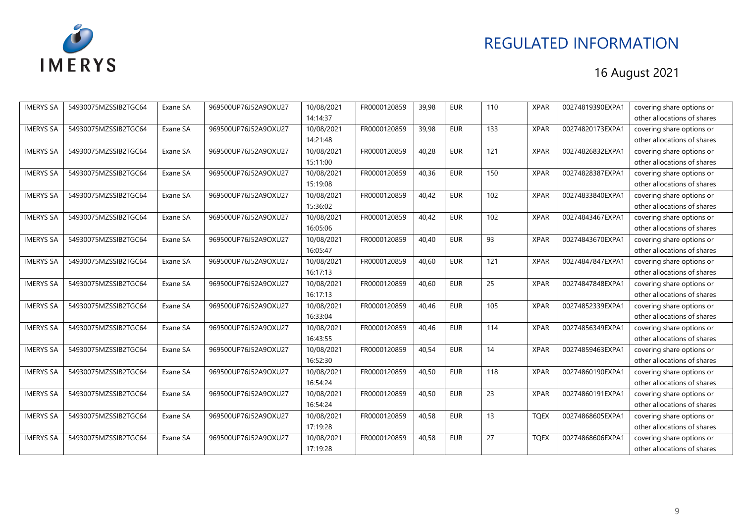| IMERYS SA | 54930075MZSSIB2TGC64 | Exane SA | 969500UP76J52A9OXU27 | 10/08/2021 14:14:37 | FR0000120859 | 39,98 | EUR | 110 | XPAR | 00274819390EXPA1 | covering share options or other allocations of shares |
|---|---|---|---|---|---|---|---|---|---|---|---|
| IMERYS SA | 54930075MZSSIB2TGC64 | Exane SA | 969500UP76J52A9OXU27 | 10/08/2021 14:21:48 | FR0000120859 | 39,98 | EUR | 133 | XPAR | 00274820173EXPA1 | covering share options or other allocations of shares |
| IMERYS SA | 54930075MZSSIB2TGC64 | Exane SA | 969500UP76J52A9OXU27 | 10/08/2021 15:11:00 | FR0000120859 | 40,28 | EUR | 121 | XPAR | 00274826832EXPA1 | covering share options or other allocations of shares |
| IMERYS SA | 54930075MZSSIB2TGC64 | Exane SA | 969500UP76J52A9OXU27 | 10/08/2021 15:19:08 | FR0000120859 | 40,36 | EUR | 150 | XPAR | 00274828387EXPA1 | covering share options or other allocations of shares |
| IMERYS SA | 54930075MZSSIB2TGC64 | Exane SA | 969500UP76J52A9OXU27 | 10/08/2021 15:36:02 | FR0000120859 | 40,42 | EUR | 102 | XPAR | 00274833840EXPA1 | covering share options or other allocations of shares |
| IMERYS SA | 54930075MZSSIB2TGC64 | Exane SA | 969500UP76J52A9OXU27 | 10/08/2021 16:05:06 | FR0000120859 | 40,42 | EUR | 102 | XPAR | 00274843467EXPA1 | covering share options or other allocations of shares |
| IMERYS SA | 54930075MZSSIB2TGC64 | Exane SA | 969500UP76J52A9OXU27 | 10/08/2021 16:05:47 | FR0000120859 | 40,40 | EUR | 93 | XPAR | 00274843670EXPA1 | covering share options or other allocations of shares |
| IMERYS SA | 54930075MZSSIB2TGC64 | Exane SA | 969500UP76J52A9OXU27 | 10/08/2021 16:17:13 | FR0000120859 | 40,60 | EUR | 121 | XPAR | 00274847847EXPA1 | covering share options or other allocations of shares |
| IMERYS SA | 54930075MZSSIB2TGC64 | Exane SA | 969500UP76J52A9OXU27 | 10/08/2021 16:17:13 | FR0000120859 | 40,60 | EUR | 25 | XPAR | 00274847848EXPA1 | covering share options or other allocations of shares |
| IMERYS SA | 54930075MZSSIB2TGC64 | Exane SA | 969500UP76J52A9OXU27 | 10/08/2021 16:33:04 | FR0000120859 | 40,46 | EUR | 105 | XPAR | 00274852339EXPA1 | covering share options or other allocations of shares |
| IMERYS SA | 54930075MZSSIB2TGC64 | Exane SA | 969500UP76J52A9OXU27 | 10/08/2021 16:43:55 | FR0000120859 | 40,46 | EUR | 114 | XPAR | 00274856349EXPA1 | covering share options or other allocations of shares |
| IMERYS SA | 54930075MZSSIB2TGC64 | Exane SA | 969500UP76J52A9OXU27 | 10/08/2021 16:52:30 | FR0000120859 | 40,54 | EUR | 14 | XPAR | 00274859463EXPA1 | covering share options or other allocations of shares |
| IMERYS SA | 54930075MZSSIB2TGC64 | Exane SA | 969500UP76J52A9OXU27 | 10/08/2021 16:54:24 | FR0000120859 | 40,50 | EUR | 118 | XPAR | 00274860190EXPA1 | covering share options or other allocations of shares |
| IMERYS SA | 54930075MZSSIB2TGC64 | Exane SA | 969500UP76J52A9OXU27 | 10/08/2021 16:54:24 | FR0000120859 | 40,50 | EUR | 23 | XPAR | 00274860191EXPA1 | covering share options or other allocations of shares |
| IMERYS SA | 54930075MZSSIB2TGC64 | Exane SA | 969500UP76J52A9OXU27 | 10/08/2021 17:19:28 | FR0000120859 | 40,58 | EUR | 13 | TQEX | 00274868605EXPA1 | covering share options or other allocations of shares |
| IMERYS SA | 54930075MZSSIB2TGC64 | Exane SA | 969500UP76J52A9OXU27 | 10/08/2021 17:19:28 | FR0000120859 | 40,58 | EUR | 27 | TQEX | 00274868606EXPA1 | covering share options or other allocations of shares |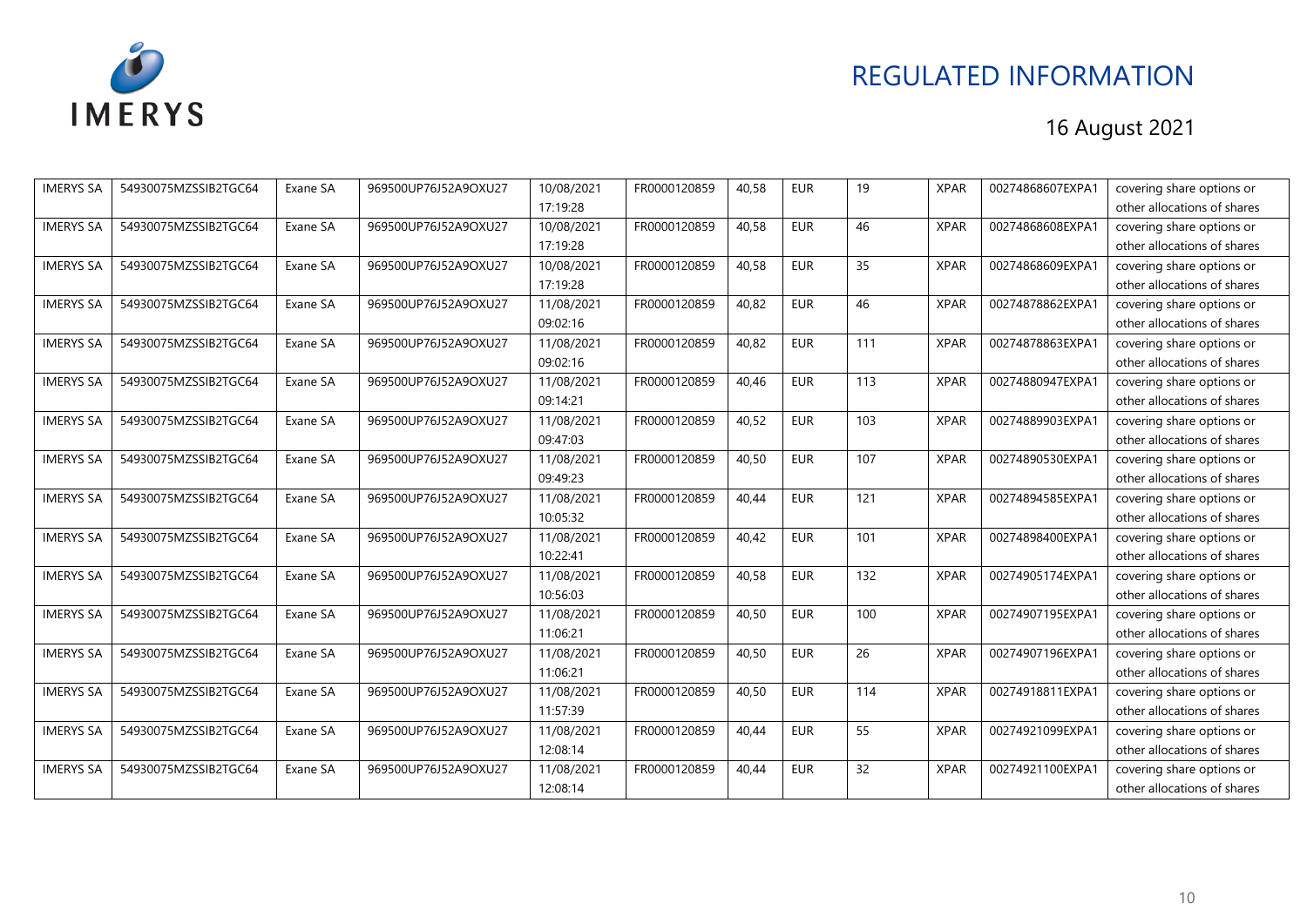| IMERYS SA | 54930075MZSSIB2TGC64 | Exane SA | 969500UP76J52A9OXU27 | 10/08/2021 17:19:28 | FR0000120859 | 40,58 | EUR | 19 | XPAR | 00274868607EXPA1 | covering share options or other allocations of shares |
|---|---|---|---|---|---|---|---|---|---|---|---|
| IMERYS SA | 54930075MZSSIB2TGC64 | Exane SA | 969500UP76J52A9OXU27 | 10/08/2021 17:19:28 | FR0000120859 | 40,58 | EUR | 46 | XPAR | 00274868608EXPA1 | covering share options or other allocations of shares |
| IMERYS SA | 54930075MZSSIB2TGC64 | Exane SA | 969500UP76J52A9OXU27 | 10/08/2021 17:19:28 | FR0000120859 | 40,58 | EUR | 35 | XPAR | 00274868609EXPA1 | covering share options or other allocations of shares |
| IMERYS SA | 54930075MZSSIB2TGC64 | Exane SA | 969500UP76J52A9OXU27 | 11/08/2021 09:02:16 | FR0000120859 | 40,82 | EUR | 46 | XPAR | 00274878862EXPA1 | covering share options or other allocations of shares |
| IMERYS SA | 54930075MZSSIB2TGC64 | Exane SA | 969500UP76J52A9OXU27 | 11/08/2021 09:02:16 | FR0000120859 | 40,82 | EUR | 111 | XPAR | 00274878863EXPA1 | covering share options or other allocations of shares |
| IMERYS SA | 54930075MZSSIB2TGC64 | Exane SA | 969500UP76J52A9OXU27 | 11/08/2021 09:14:21 | FR0000120859 | 40,46 | EUR | 113 | XPAR | 00274880947EXPA1 | covering share options or other allocations of shares |
| IMERYS SA | 54930075MZSSIB2TGC64 | Exane SA | 969500UP76J52A9OXU27 | 11/08/2021 09:47:03 | FR0000120859 | 40,52 | EUR | 103 | XPAR | 00274889903EXPA1 | covering share options or other allocations of shares |
| IMERYS SA | 54930075MZSSIB2TGC64 | Exane SA | 969500UP76J52A9OXU27 | 11/08/2021 09:49:23 | FR0000120859 | 40,50 | EUR | 107 | XPAR | 00274890530EXPA1 | covering share options or other allocations of shares |
| IMERYS SA | 54930075MZSSIB2TGC64 | Exane SA | 969500UP76J52A9OXU27 | 11/08/2021 10:05:32 | FR0000120859 | 40,44 | EUR | 121 | XPAR | 00274894585EXPA1 | covering share options or other allocations of shares |
| IMERYS SA | 54930075MZSSIB2TGC64 | Exane SA | 969500UP76J52A9OXU27 | 11/08/2021 10:22:41 | FR0000120859 | 40,42 | EUR | 101 | XPAR | 00274898400EXPA1 | covering share options or other allocations of shares |
| IMERYS SA | 54930075MZSSIB2TGC64 | Exane SA | 969500UP76J52A9OXU27 | 11/08/2021 10:56:03 | FR0000120859 | 40,58 | EUR | 132 | XPAR | 00274905174EXPA1 | covering share options or other allocations of shares |
| IMERYS SA | 54930075MZSSIB2TGC64 | Exane SA | 969500UP76J52A9OXU27 | 11/08/2021 11:06:21 | FR0000120859 | 40,50 | EUR | 100 | XPAR | 00274907195EXPA1 | covering share options or other allocations of shares |
| IMERYS SA | 54930075MZSSIB2TGC64 | Exane SA | 969500UP76J52A9OXU27 | 11/08/2021 11:06:21 | FR0000120859 | 40,50 | EUR | 26 | XPAR | 00274907196EXPA1 | covering share options or other allocations of shares |
| IMERYS SA | 54930075MZSSIB2TGC64 | Exane SA | 969500UP76J52A9OXU27 | 11/08/2021 11:57:39 | FR0000120859 | 40,50 | EUR | 114 | XPAR | 00274918811EXPA1 | covering share options or other allocations of shares |
| IMERYS SA | 54930075MZSSIB2TGC64 | Exane SA | 969500UP76J52A9OXU27 | 11/08/2021 12:08:14 | FR0000120859 | 40,44 | EUR | 55 | XPAR | 00274921099EXPA1 | covering share options or other allocations of shares |
| IMERYS SA | 54930075MZSSIB2TGC64 | Exane SA | 969500UP76J52A9OXU27 | 11/08/2021 12:08:14 | FR0000120859 | 40,44 | EUR | 32 | XPAR | 00274921100EXPA1 | covering share options or other allocations of shares |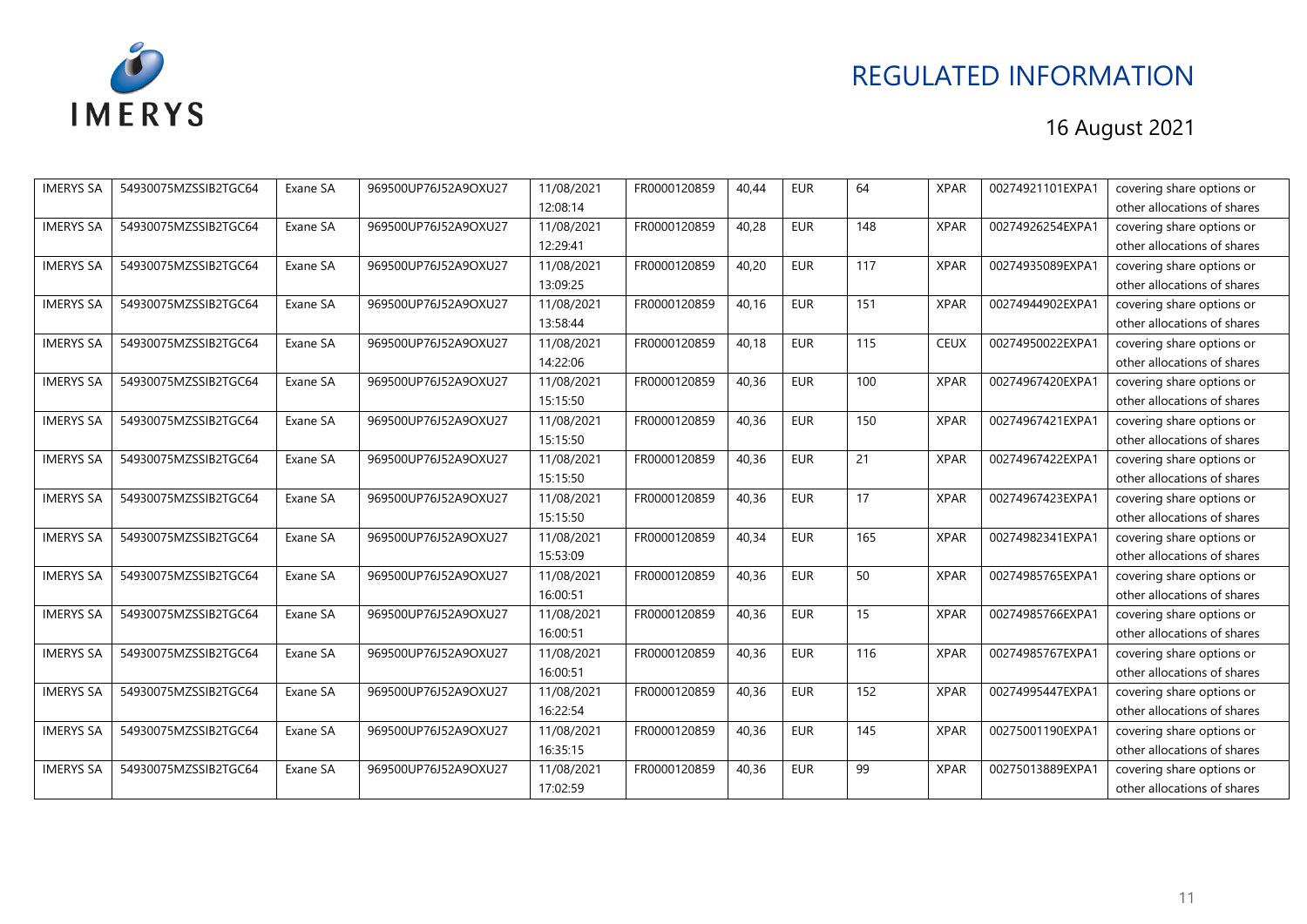# REGULATED INFORMATION

16 August 2021

| IMERYS SA | 54930075MZSSIB2TGC64 | Exane SA | 969500UP76J52A9OXU27 | 11/08/2021 12:08:14 | FR0000120859 | 40,44 | EUR | 64 | XPAR | 00274921101EXPA1 | covering share options or other allocations of shares |
|---|---|---|---|---|---|---|---|---|---|---|---|
| IMERYS SA | 54930075MZSSIB2TGC64 | Exane SA | 969500UP76J52A9OXU27 | 11/08/2021 12:29:41 | FR0000120859 | 40,28 | EUR | 148 | XPAR | 00274926254EXPA1 | covering share options or other allocations of shares |
| IMERYS SA | 54930075MZSSIB2TGC64 | Exane SA | 969500UP76J52A9OXU27 | 11/08/2021 13:09:25 | FR0000120859 | 40,20 | EUR | 117 | XPAR | 00274935089EXPA1 | covering share options or other allocations of shares |
| IMERYS SA | 54930075MZSSIB2TGC64 | Exane SA | 969500UP76J52A9OXU27 | 11/08/2021 13:58:44 | FR0000120859 | 40,16 | EUR | 151 | XPAR | 00274944902EXPA1 | covering share options or other allocations of shares |
| IMERYS SA | 54930075MZSSIB2TGC64 | Exane SA | 969500UP76J52A9OXU27 | 11/08/2021 14:22:06 | FR0000120859 | 40,18 | EUR | 115 | CEUX | 00274950022EXPA1 | covering share options or other allocations of shares |
| IMERYS SA | 54930075MZSSIB2TGC64 | Exane SA | 969500UP76J52A9OXU27 | 11/08/2021 15:15:50 | FR0000120859 | 40,36 | EUR | 100 | XPAR | 00274967420EXPA1 | covering share options or other allocations of shares |
| IMERYS SA | 54930075MZSSIB2TGC64 | Exane SA | 969500UP76J52A9OXU27 | 11/08/2021 15:15:50 | FR0000120859 | 40,36 | EUR | 150 | XPAR | 00274967421EXPA1 | covering share options or other allocations of shares |
| IMERYS SA | 54930075MZSSIB2TGC64 | Exane SA | 969500UP76J52A9OXU27 | 11/08/2021 15:15:50 | FR0000120859 | 40,36 | EUR | 21 | XPAR | 00274967422EXPA1 | covering share options or other allocations of shares |
| IMERYS SA | 54930075MZSSIB2TGC64 | Exane SA | 969500UP76J52A9OXU27 | 11/08/2021 15:15:50 | FR0000120859 | 40,36 | EUR | 17 | XPAR | 00274967423EXPA1 | covering share options or other allocations of shares |
| IMERYS SA | 54930075MZSSIB2TGC64 | Exane SA | 969500UP76J52A9OXU27 | 11/08/2021 15:53:09 | FR0000120859 | 40,34 | EUR | 165 | XPAR | 00274982341EXPA1 | covering share options or other allocations of shares |
| IMERYS SA | 54930075MZSSIB2TGC64 | Exane SA | 969500UP76J52A9OXU27 | 11/08/2021 16:00:51 | FR0000120859 | 40,36 | EUR | 50 | XPAR | 00274985765EXPA1 | covering share options or other allocations of shares |
| IMERYS SA | 54930075MZSSIB2TGC64 | Exane SA | 969500UP76J52A9OXU27 | 11/08/2021 16:00:51 | FR0000120859 | 40,36 | EUR | 15 | XPAR | 00274985766EXPA1 | covering share options or other allocations of shares |
| IMERYS SA | 54930075MZSSIB2TGC64 | Exane SA | 969500UP76J52A9OXU27 | 11/08/2021 16:00:51 | FR0000120859 | 40,36 | EUR | 116 | XPAR | 00274985767EXPA1 | covering share options or other allocations of shares |
| IMERYS SA | 54930075MZSSIB2TGC64 | Exane SA | 969500UP76J52A9OXU27 | 11/08/2021 16:22:54 | FR0000120859 | 40,36 | EUR | 152 | XPAR | 00274995447EXPA1 | covering share options or other allocations of shares |
| IMERYS SA | 54930075MZSSIB2TGC64 | Exane SA | 969500UP76J52A9OXU27 | 11/08/2021 16:35:15 | FR0000120859 | 40,36 | EUR | 145 | XPAR | 00275001190EXPA1 | covering share options or other allocations of shares |
| IMERYS SA | 54930075MZSSIB2TGC64 | Exane SA | 969500UP76J52A9OXU27 | 11/08/2021 17:02:59 | FR0000120859 | 40,36 | EUR | 99 | XPAR | 00275013889EXPA1 | covering share options or other allocations of shares |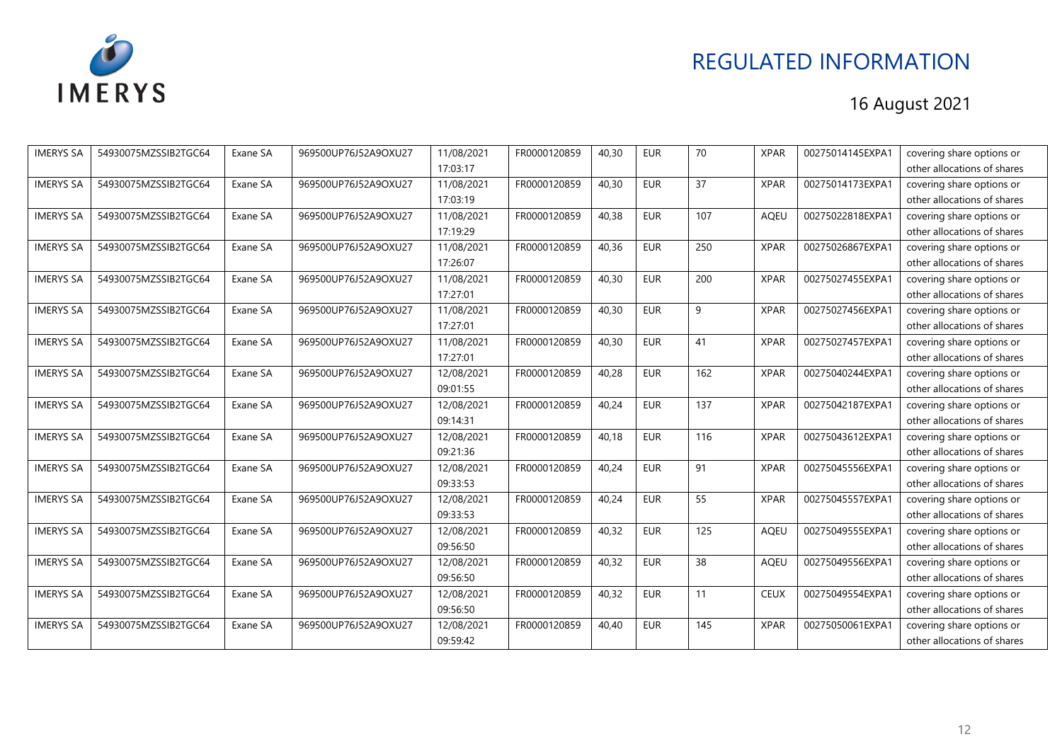# REGULATED INFORMATION

16 August 2021

| IMERYS SA | 54930075MZSSIB2TGC64 | Exane SA | 969500UP76J52A9OXU27 | 11/08/2021 17:03:17 | FR0000120859 | 40,30 | EUR | 70 | XPAR | 00275014145EXPA1 | covering share options or other allocations of shares |
|---|---|---|---|---|---|---|---|---|---|---|---|
| IMERYS SA | 54930075MZSSIB2TGC64 | Exane SA | 969500UP76J52A9OXU27 | 11/08/2021 17:03:19 | FR0000120859 | 40,30 | EUR | 37 | XPAR | 00275014173EXPA1 | covering share options or other allocations of shares |
| IMERYS SA | 54930075MZSSIB2TGC64 | Exane SA | 969500UP76J52A9OXU27 | 11/08/2021 17:19:29 | FR0000120859 | 40,38 | EUR | 107 | AQEU | 00275022818EXPA1 | covering share options or other allocations of shares |
| IMERYS SA | 54930075MZSSIB2TGC64 | Exane SA | 969500UP76J52A9OXU27 | 11/08/2021 17:26:07 | FR0000120859 | 40,36 | EUR | 250 | XPAR | 00275026867EXPA1 | covering share options or other allocations of shares |
| IMERYS SA | 54930075MZSSIB2TGC64 | Exane SA | 969500UP76J52A9OXU27 | 11/08/2021 17:27:01 | FR0000120859 | 40,30 | EUR | 200 | XPAR | 00275027455EXPA1 | covering share options or other allocations of shares |
| IMERYS SA | 54930075MZSSIB2TGC64 | Exane SA | 969500UP76J52A9OXU27 | 11/08/2021 17:27:01 | FR0000120859 | 40,30 | EUR | 9 | XPAR | 00275027456EXPA1 | covering share options or other allocations of shares |
| IMERYS SA | 54930075MZSSIB2TGC64 | Exane SA | 969500UP76J52A9OXU27 | 11/08/2021 17:27:01 | FR0000120859 | 40,30 | EUR | 41 | XPAR | 00275027457EXPA1 | covering share options or other allocations of shares |
| IMERYS SA | 54930075MZSSIB2TGC64 | Exane SA | 969500UP76J52A9OXU27 | 12/08/2021 09:01:55 | FR0000120859 | 40,28 | EUR | 162 | XPAR | 00275040244EXPA1 | covering share options or other allocations of shares |
| IMERYS SA | 54930075MZSSIB2TGC64 | Exane SA | 969500UP76J52A9OXU27 | 12/08/2021 09:14:31 | FR0000120859 | 40,24 | EUR | 137 | XPAR | 00275042187EXPA1 | covering share options or other allocations of shares |
| IMERYS SA | 54930075MZSSIB2TGC64 | Exane SA | 969500UP76J52A9OXU27 | 12/08/2021 09:21:36 | FR0000120859 | 40,18 | EUR | 116 | XPAR | 00275043612EXPA1 | covering share options or other allocations of shares |
| IMERYS SA | 54930075MZSSIB2TGC64 | Exane SA | 969500UP76J52A9OXU27 | 12/08/2021 09:33:53 | FR0000120859 | 40,24 | EUR | 91 | XPAR | 00275045556EXPA1 | covering share options or other allocations of shares |
| IMERYS SA | 54930075MZSSIB2TGC64 | Exane SA | 969500UP76J52A9OXU27 | 12/08/2021 09:33:53 | FR0000120859 | 40,24 | EUR | 55 | XPAR | 00275045557EXPA1 | covering share options or other allocations of shares |
| IMERYS SA | 54930075MZSSIB2TGC64 | Exane SA | 969500UP76J52A9OXU27 | 12/08/2021 09:56:50 | FR0000120859 | 40,32 | EUR | 125 | AQEU | 00275049555EXPA1 | covering share options or other allocations of shares |
| IMERYS SA | 54930075MZSSIB2TGC64 | Exane SA | 969500UP76J52A9OXU27 | 12/08/2021 09:56:50 | FR0000120859 | 40,32 | EUR | 38 | AQEU | 00275049556EXPA1 | covering share options or other allocations of shares |
| IMERYS SA | 54930075MZSSIB2TGC64 | Exane SA | 969500UP76J52A9OXU27 | 12/08/2021 09:56:50 | FR0000120859 | 40,32 | EUR | 11 | CEUX | 00275049554EXPA1 | covering share options or other allocations of shares |
| IMERYS SA | 54930075MZSSIB2TGC64 | Exane SA | 969500UP76J52A9OXU27 | 12/08/2021 09:59:42 | FR0000120859 | 40,40 | EUR | 145 | XPAR | 00275050061EXPA1 | covering share options or other allocations of shares |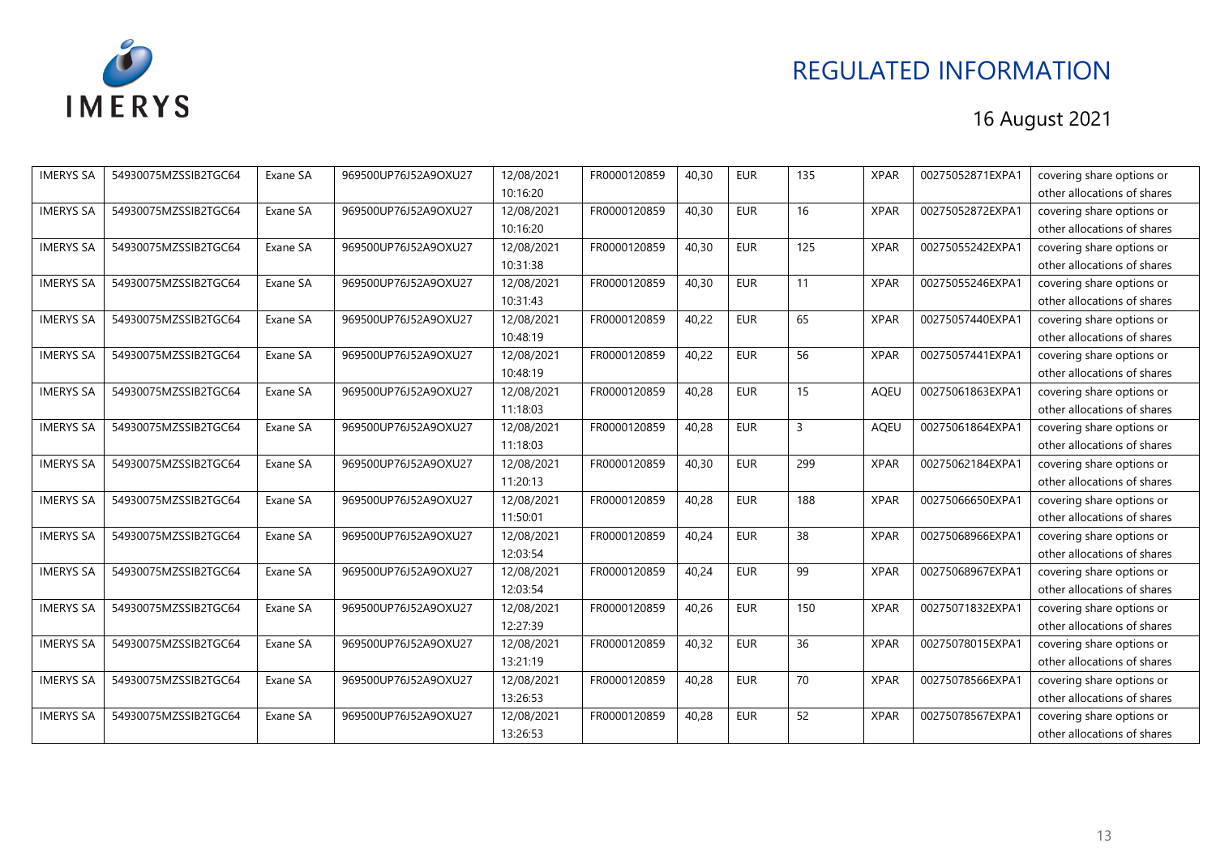REGULATED INFORMATION

16 August 2021

| IMERYS SA | 54930075MZSSIB2TGC64 | Exane SA | 969500UP76J52A9OXU27 | 12/08/2021 10:16:20 | FR0000120859 | 40,30 | EUR | 135 | XPAR | 00275052871EXPA1 | covering share options or other allocations of shares |
|---|---|---|---|---|---|---|---|---|---|---|---|
| IMERYS SA | 54930075MZSSIB2TGC64 | Exane SA | 969500UP76J52A9OXU27 | 12/08/2021 10:16:20 | FR0000120859 | 40,30 | EUR | 16 | XPAR | 00275052872EXPA1 | covering share options or other allocations of shares |
| IMERYS SA | 54930075MZSSIB2TGC64 | Exane SA | 969500UP76J52A9OXU27 | 12/08/2021 10:31:38 | FR0000120859 | 40,30 | EUR | 125 | XPAR | 00275055242EXPA1 | covering share options or other allocations of shares |
| IMERYS SA | 54930075MZSSIB2TGC64 | Exane SA | 969500UP76J52A9OXU27 | 12/08/2021 10:31:43 | FR0000120859 | 40,30 | EUR | 11 | XPAR | 00275055246EXPA1 | covering share options or other allocations of shares |
| IMERYS SA | 54930075MZSSIB2TGC64 | Exane SA | 969500UP76J52A9OXU27 | 12/08/2021 10:48:19 | FR0000120859 | 40,22 | EUR | 65 | XPAR | 00275057440EXPA1 | covering share options or other allocations of shares |
| IMERYS SA | 54930075MZSSIB2TGC64 | Exane SA | 969500UP76J52A9OXU27 | 12/08/2021 10:48:19 | FR0000120859 | 40,22 | EUR | 56 | XPAR | 00275057441EXPA1 | covering share options or other allocations of shares |
| IMERYS SA | 54930075MZSSIB2TGC64 | Exane SA | 969500UP76J52A9OXU27 | 12/08/2021 11:18:03 | FR0000120859 | 40,28 | EUR | 15 | AQEU | 00275061863EXPA1 | covering share options or other allocations of shares |
| IMERYS SA | 54930075MZSSIB2TGC64 | Exane SA | 969500UP76J52A9OXU27 | 12/08/2021 11:18:03 | FR0000120859 | 40,28 | EUR | 3 | AQEU | 00275061864EXPA1 | covering share options or other allocations of shares |
| IMERYS SA | 54930075MZSSIB2TGC64 | Exane SA | 969500UP76J52A9OXU27 | 12/08/2021 11:20:13 | FR0000120859 | 40,30 | EUR | 299 | XPAR | 00275062184EXPA1 | covering share options or other allocations of shares |
| IMERYS SA | 54930075MZSSIB2TGC64 | Exane SA | 969500UP76J52A9OXU27 | 12/08/2021 11:50:01 | FR0000120859 | 40,28 | EUR | 188 | XPAR | 00275066650EXPA1 | covering share options or other allocations of shares |
| IMERYS SA | 54930075MZSSIB2TGC64 | Exane SA | 969500UP76J52A9OXU27 | 12/08/2021 12:03:54 | FR0000120859 | 40,24 | EUR | 38 | XPAR | 00275068966EXPA1 | covering share options or other allocations of shares |
| IMERYS SA | 54930075MZSSIB2TGC64 | Exane SA | 969500UP76J52A9OXU27 | 12/08/2021 12:03:54 | FR0000120859 | 40,24 | EUR | 99 | XPAR | 00275068967EXPA1 | covering share options or other allocations of shares |
| IMERYS SA | 54930075MZSSIB2TGC64 | Exane SA | 969500UP76J52A9OXU27 | 12/08/2021 12:27:39 | FR0000120859 | 40,26 | EUR | 150 | XPAR | 00275071832EXPA1 | covering share options or other allocations of shares |
| IMERYS SA | 54930075MZSSIB2TGC64 | Exane SA | 969500UP76J52A9OXU27 | 12/08/2021 13:21:19 | FR0000120859 | 40,32 | EUR | 36 | XPAR | 00275078015EXPA1 | covering share options or other allocations of shares |
| IMERYS SA | 54930075MZSSIB2TGC64 | Exane SA | 969500UP76J52A9OXU27 | 12/08/2021 13:26:53 | FR0000120859 | 40,28 | EUR | 70 | XPAR | 00275078566EXPA1 | covering share options or other allocations of shares |
| IMERYS SA | 54930075MZSSIB2TGC64 | Exane SA | 969500UP76J52A9OXU27 | 12/08/2021 13:26:53 | FR0000120859 | 40,28 | EUR | 52 | XPAR | 00275078567EXPA1 | covering share options or other allocations of shares |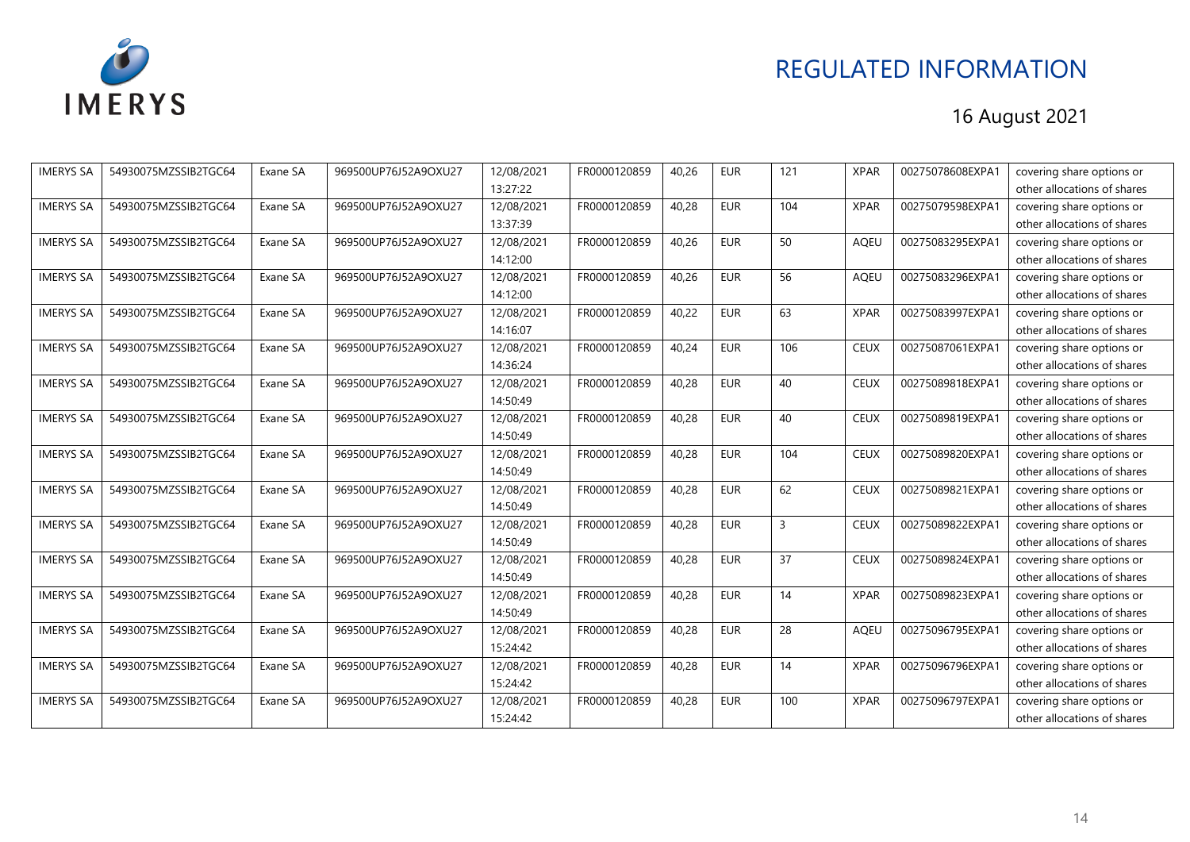| IMERYS SA | 54930075MZSSIB2TGC64 | Exane SA | 969500UP76J52A9OXU27 | 12/08/2021 13:27:22 | FR0000120859 | 40,26 | EUR | 121 | XPAR | 00275078608EXPA1 | covering share options or other allocations of shares |
|---|---|---|---|---|---|---|---|---|---|---|---|
| IMERYS SA | 54930075MZSSIB2TGC64 | Exane SA | 969500UP76J52A9OXU27 | 12/08/2021 13:37:39 | FR0000120859 | 40,28 | EUR | 104 | XPAR | 00275079598EXPA1 | covering share options or other allocations of shares |
| IMERYS SA | 54930075MZSSIB2TGC64 | Exane SA | 969500UP76J52A9OXU27 | 12/08/2021 14:12:00 | FR0000120859 | 40,26 | EUR | 50 | AQEU | 00275083295EXPA1 | covering share options or other allocations of shares |
| IMERYS SA | 54930075MZSSIB2TGC64 | Exane SA | 969500UP76J52A9OXU27 | 12/08/2021 14:12:00 | FR0000120859 | 40,26 | EUR | 56 | AQEU | 00275083296EXPA1 | covering share options or other allocations of shares |
| IMERYS SA | 54930075MZSSIB2TGC64 | Exane SA | 969500UP76J52A9OXU27 | 12/08/2021 14:16:07 | FR0000120859 | 40,22 | EUR | 63 | XPAR | 00275083997EXPA1 | covering share options or other allocations of shares |
| IMERYS SA | 54930075MZSSIB2TGC64 | Exane SA | 969500UP76J52A9OXU27 | 12/08/2021 14:36:24 | FR0000120859 | 40,24 | EUR | 106 | CEUX | 00275087061EXPA1 | covering share options or other allocations of shares |
| IMERYS SA | 54930075MZSSIB2TGC64 | Exane SA | 969500UP76J52A9OXU27 | 12/08/2021 14:50:49 | FR0000120859 | 40,28 | EUR | 40 | CEUX | 00275089818EXPA1 | covering share options or other allocations of shares |
| IMERYS SA | 54930075MZSSIB2TGC64 | Exane SA | 969500UP76J52A9OXU27 | 12/08/2021 14:50:49 | FR0000120859 | 40,28 | EUR | 40 | CEUX | 00275089819EXPA1 | covering share options or other allocations of shares |
| IMERYS SA | 54930075MZSSIB2TGC64 | Exane SA | 969500UP76J52A9OXU27 | 12/08/2021 14:50:49 | FR0000120859 | 40,28 | EUR | 104 | CEUX | 00275089820EXPA1 | covering share options or other allocations of shares |
| IMERYS SA | 54930075MZSSIB2TGC64 | Exane SA | 969500UP76J52A9OXU27 | 12/08/2021 14:50:49 | FR0000120859 | 40,28 | EUR | 62 | CEUX | 00275089821EXPA1 | covering share options or other allocations of shares |
| IMERYS SA | 54930075MZSSIB2TGC64 | Exane SA | 969500UP76J52A9OXU27 | 12/08/2021 14:50:49 | FR0000120859 | 40,28 | EUR | 3 | CEUX | 00275089822EXPA1 | covering share options or other allocations of shares |
| IMERYS SA | 54930075MZSSIB2TGC64 | Exane SA | 969500UP76J52A9OXU27 | 12/08/2021 14:50:49 | FR0000120859 | 40,28 | EUR | 37 | CEUX | 00275089824EXPA1 | covering share options or other allocations of shares |
| IMERYS SA | 54930075MZSSIB2TGC64 | Exane SA | 969500UP76J52A9OXU27 | 12/08/2021 14:50:49 | FR0000120859 | 40,28 | EUR | 14 | XPAR | 00275089823EXPA1 | covering share options or other allocations of shares |
| IMERYS SA | 54930075MZSSIB2TGC64 | Exane SA | 969500UP76J52A9OXU27 | 12/08/2021 15:24:42 | FR0000120859 | 40,28 | EUR | 28 | AQEU | 00275096795EXPA1 | covering share options or other allocations of shares |
| IMERYS SA | 54930075MZSSIB2TGC64 | Exane SA | 969500UP76J52A9OXU27 | 12/08/2021 15:24:42 | FR0000120859 | 40,28 | EUR | 14 | XPAR | 00275096796EXPA1 | covering share options or other allocations of shares |
| IMERYS SA | 54930075MZSSIB2TGC64 | Exane SA | 969500UP76J52A9OXU27 | 12/08/2021 15:24:42 | FR0000120859 | 40,28 | EUR | 100 | XPAR | 00275096797EXPA1 | covering share options or other allocations of shares |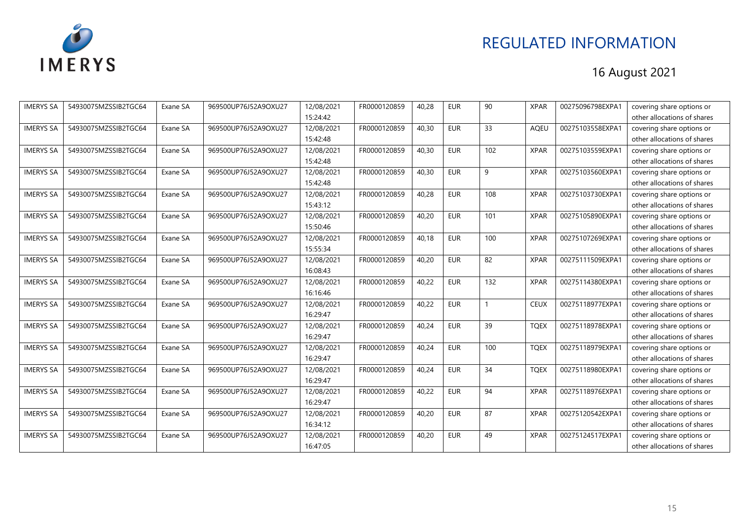| IMERYS SA | 54930075MZSSIB2TGC64 | Exane SA | 969500UP76J52A9OXU27 | 12/08/2021 15:24:42 | FR0000120859 | 40,28 | EUR | 90 | XPAR | 00275096798EXPA1 | covering share options or other allocations of shares |
|---|---|---|---|---|---|---|---|---|---|---|---|
| IMERYS SA | 54930075MZSSIB2TGC64 | Exane SA | 969500UP76J52A9OXU27 | 12/08/2021 15:42:48 | FR0000120859 | 40,30 | EUR | 33 | AQEU | 00275103558EXPA1 | covering share options or other allocations of shares |
| IMERYS SA | 54930075MZSSIB2TGC64 | Exane SA | 969500UP76J52A9OXU27 | 12/08/2021 15:42:48 | FR0000120859 | 40,30 | EUR | 102 | XPAR | 00275103559EXPA1 | covering share options or other allocations of shares |
| IMERYS SA | 54930075MZSSIB2TGC64 | Exane SA | 969500UP76J52A9OXU27 | 12/08/2021 15:42:48 | FR0000120859 | 40,30 | EUR | 9 | XPAR | 00275103560EXPA1 | covering share options or other allocations of shares |
| IMERYS SA | 54930075MZSSIB2TGC64 | Exane SA | 969500UP76J52A9OXU27 | 12/08/2021 15:43:12 | FR0000120859 | 40,28 | EUR | 108 | XPAR | 00275103730EXPA1 | covering share options or other allocations of shares |
| IMERYS SA | 54930075MZSSIB2TGC64 | Exane SA | 969500UP76J52A9OXU27 | 12/08/2021 15:50:46 | FR0000120859 | 40,20 | EUR | 101 | XPAR | 00275105890EXPA1 | covering share options or other allocations of shares |
| IMERYS SA | 54930075MZSSIB2TGC64 | Exane SA | 969500UP76J52A9OXU27 | 12/08/2021 15:55:34 | FR0000120859 | 40,18 | EUR | 100 | XPAR | 00275107269EXPA1 | covering share options or other allocations of shares |
| IMERYS SA | 54930075MZSSIB2TGC64 | Exane SA | 969500UP76J52A9OXU27 | 12/08/2021 16:08:43 | FR0000120859 | 40,20 | EUR | 82 | XPAR | 00275111509EXPA1 | covering share options or other allocations of shares |
| IMERYS SA | 54930075MZSSIB2TGC64 | Exane SA | 969500UP76J52A9OXU27 | 12/08/2021 16:16:46 | FR0000120859 | 40,22 | EUR | 132 | XPAR | 00275114380EXPA1 | covering share options or other allocations of shares |
| IMERYS SA | 54930075MZSSIB2TGC64 | Exane SA | 969500UP76J52A9OXU27 | 12/08/2021 16:29:47 | FR0000120859 | 40,22 | EUR | 1 | CEUX | 00275118977EXPA1 | covering share options or other allocations of shares |
| IMERYS SA | 54930075MZSSIB2TGC64 | Exane SA | 969500UP76J52A9OXU27 | 12/08/2021 16:29:47 | FR0000120859 | 40,24 | EUR | 39 | TQEX | 00275118978EXPA1 | covering share options or other allocations of shares |
| IMERYS SA | 54930075MZSSIB2TGC64 | Exane SA | 969500UP76J52A9OXU27 | 12/08/2021 16:29:47 | FR0000120859 | 40,24 | EUR | 100 | TQEX | 00275118979EXPA1 | covering share options or other allocations of shares |
| IMERYS SA | 54930075MZSSIB2TGC64 | Exane SA | 969500UP76J52A9OXU27 | 12/08/2021 16:29:47 | FR0000120859 | 40,24 | EUR | 34 | TQEX | 00275118980EXPA1 | covering share options or other allocations of shares |
| IMERYS SA | 54930075MZSSIB2TGC64 | Exane SA | 969500UP76J52A9OXU27 | 12/08/2021 16:29:47 | FR0000120859 | 40,22 | EUR | 94 | XPAR | 00275118976EXPA1 | covering share options or other allocations of shares |
| IMERYS SA | 54930075MZSSIB2TGC64 | Exane SA | 969500UP76J52A9OXU27 | 12/08/2021 16:34:12 | FR0000120859 | 40,20 | EUR | 87 | XPAR | 00275120542EXPA1 | covering share options or other allocations of shares |
| IMERYS SA | 54930075MZSSIB2TGC64 | Exane SA | 969500UP76J52A9OXU27 | 12/08/2021 16:47:05 | FR0000120859 | 40,20 | EUR | 49 | XPAR | 00275124517EXPA1 | covering share options or other allocations of shares |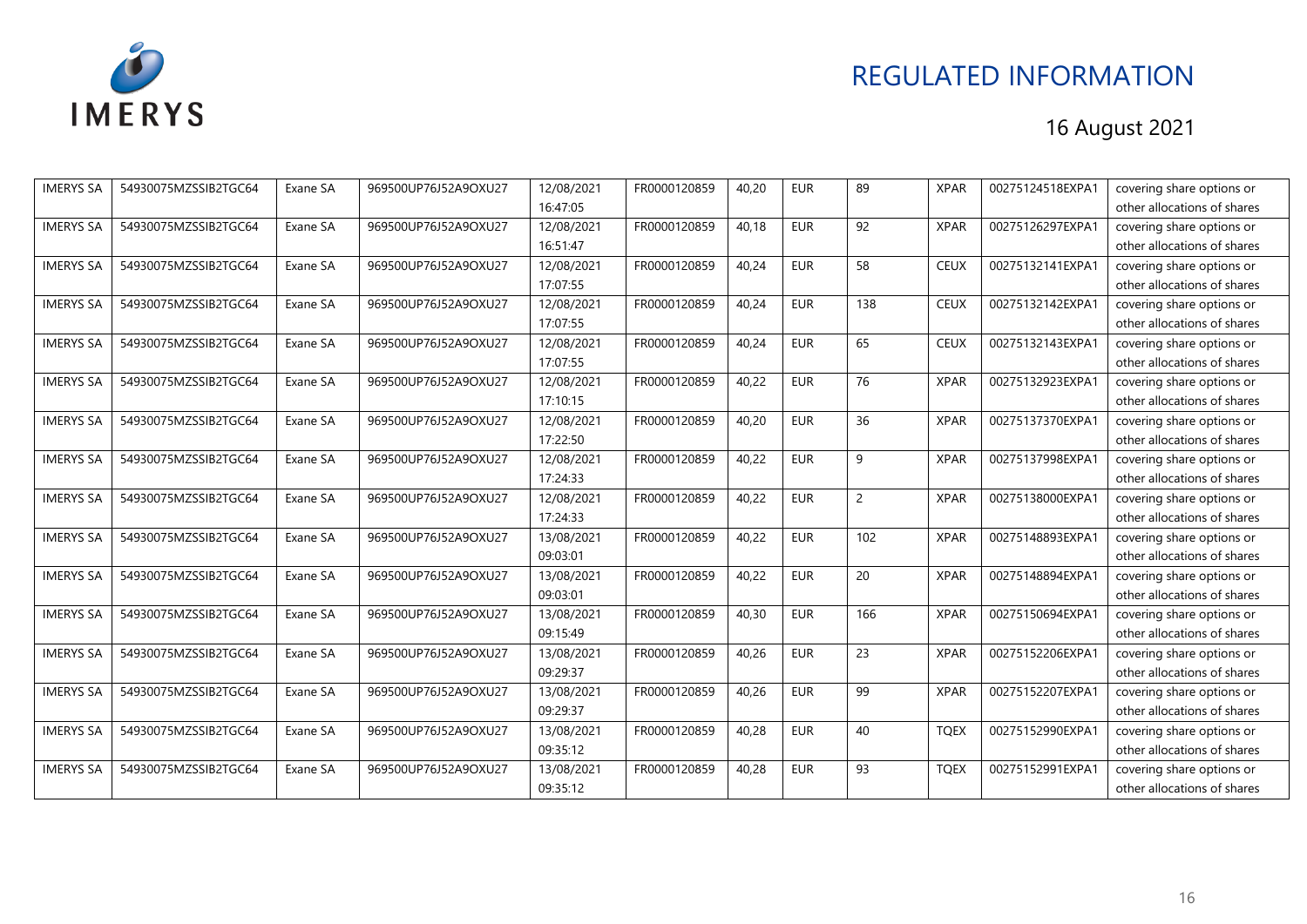| IMERYS SA | 54930075MZSSIB2TGC64 | Exane SA | 969500UP76J52A9OXU27 | 12/08/2021 16:47:05 | FR0000120859 | 40,20 | EUR | 89 | XPAR | 00275124518EXPA1 | covering share options or other allocations of shares |
|---|---|---|---|---|---|---|---|---|---|---|---|
| IMERYS SA | 54930075MZSSIB2TGC64 | Exane SA | 969500UP76J52A9OXU27 | 12/08/2021 16:51:47 | FR0000120859 | 40,18 | EUR | 92 | XPAR | 00275126297EXPA1 | covering share options or other allocations of shares |
| IMERYS SA | 54930075MZSSIB2TGC64 | Exane SA | 969500UP76J52A9OXU27 | 12/08/2021 17:07:55 | FR0000120859 | 40,24 | EUR | 58 | CEUX | 00275132141EXPA1 | covering share options or other allocations of shares |
| IMERYS SA | 54930075MZSSIB2TGC64 | Exane SA | 969500UP76J52A9OXU27 | 12/08/2021 17:07:55 | FR0000120859 | 40,24 | EUR | 138 | CEUX | 00275132142EXPA1 | covering share options or other allocations of shares |
| IMERYS SA | 54930075MZSSIB2TGC64 | Exane SA | 969500UP76J52A9OXU27 | 12/08/2021 17:07:55 | FR0000120859 | 40,24 | EUR | 65 | CEUX | 00275132143EXPA1 | covering share options or other allocations of shares |
| IMERYS SA | 54930075MZSSIB2TGC64 | Exane SA | 969500UP76J52A9OXU27 | 12/08/2021 17:10:15 | FR0000120859 | 40,22 | EUR | 76 | XPAR | 00275132923EXPA1 | covering share options or other allocations of shares |
| IMERYS SA | 54930075MZSSIB2TGC64 | Exane SA | 969500UP76J52A9OXU27 | 12/08/2021 17:22:50 | FR0000120859 | 40,20 | EUR | 36 | XPAR | 00275137370EXPA1 | covering share options or other allocations of shares |
| IMERYS SA | 54930075MZSSIB2TGC64 | Exane SA | 969500UP76J52A9OXU27 | 12/08/2021 17:24:33 | FR0000120859 | 40,22 | EUR | 9 | XPAR | 00275137998EXPA1 | covering share options or other allocations of shares |
| IMERYS SA | 54930075MZSSIB2TGC64 | Exane SA | 969500UP76J52A9OXU27 | 12/08/2021 17:24:33 | FR0000120859 | 40,22 | EUR | 2 | XPAR | 00275138000EXPA1 | covering share options or other allocations of shares |
| IMERYS SA | 54930075MZSSIB2TGC64 | Exane SA | 969500UP76J52A9OXU27 | 13/08/2021 09:03:01 | FR0000120859 | 40,22 | EUR | 102 | XPAR | 00275148893EXPA1 | covering share options or other allocations of shares |
| IMERYS SA | 54930075MZSSIB2TGC64 | Exane SA | 969500UP76J52A9OXU27 | 13/08/2021 09:03:01 | FR0000120859 | 40,22 | EUR | 20 | XPAR | 00275148894EXPA1 | covering share options or other allocations of shares |
| IMERYS SA | 54930075MZSSIB2TGC64 | Exane SA | 969500UP76J52A9OXU27 | 13/08/2021 09:15:49 | FR0000120859 | 40,30 | EUR | 166 | XPAR | 00275150694EXPA1 | covering share options or other allocations of shares |
| IMERYS SA | 54930075MZSSIB2TGC64 | Exane SA | 969500UP76J52A9OXU27 | 13/08/2021 09:29:37 | FR0000120859 | 40,26 | EUR | 23 | XPAR | 00275152206EXPA1 | covering share options or other allocations of shares |
| IMERYS SA | 54930075MZSSIB2TGC64 | Exane SA | 969500UP76J52A9OXU27 | 13/08/2021 09:29:37 | FR0000120859 | 40,26 | EUR | 99 | XPAR | 00275152207EXPA1 | covering share options or other allocations of shares |
| IMERYS SA | 54930075MZSSIB2TGC64 | Exane SA | 969500UP76J52A9OXU27 | 13/08/2021 09:35:12 | FR0000120859 | 40,28 | EUR | 40 | TQEX | 00275152990EXPA1 | covering share options or other allocations of shares |
| IMERYS SA | 54930075MZSSIB2TGC64 | Exane SA | 969500UP76J52A9OXU27 | 13/08/2021 09:35:12 | FR0000120859 | 40,28 | EUR | 93 | TQEX | 00275152991EXPA1 | covering share options or other allocations of shares |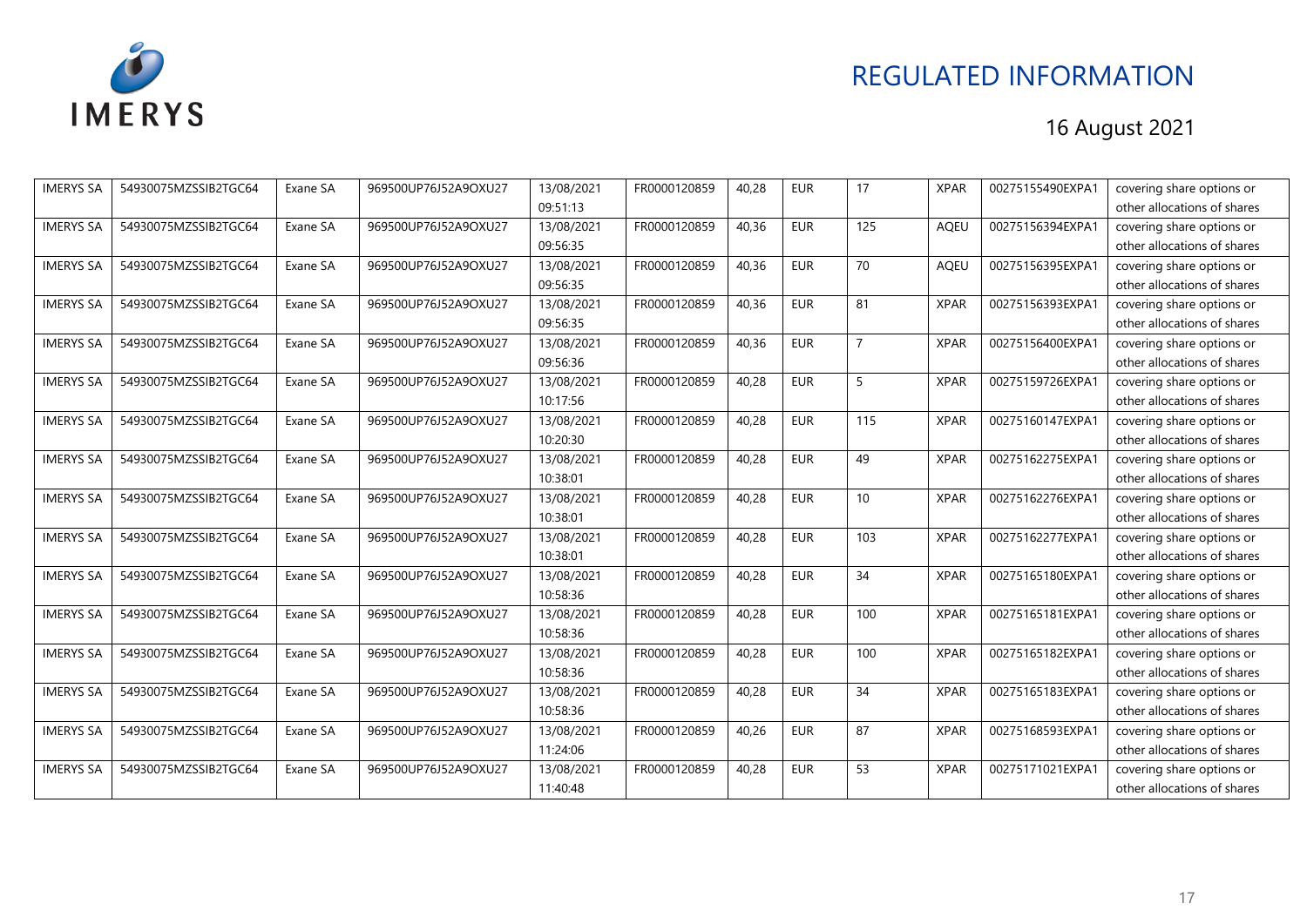# REGULATED INFORMATION

16 August 2021

| IMERYS SA | 54930075MZSSIB2TGC64 | Exane SA | 969500UP76J52A9OXU27 | 13/08/2021 09:51:13 | FR0000120859 | 40,28 | EUR | 17 | XPAR | 00275155490EXPA1 | covering share options or other allocations of shares |
|---|---|---|---|---|---|---|---|---|---|---|---|
| IMERYS SA | 54930075MZSSIB2TGC64 | Exane SA | 969500UP76J52A9OXU27 | 13/08/2021 09:56:35 | FR0000120859 | 40,36 | EUR | 125 | AQEU | 00275156394EXPA1 | covering share options or other allocations of shares |
| IMERYS SA | 54930075MZSSIB2TGC64 | Exane SA | 969500UP76J52A9OXU27 | 13/08/2021 09:56:35 | FR0000120859 | 40,36 | EUR | 70 | AQEU | 00275156395EXPA1 | covering share options or other allocations of shares |
| IMERYS SA | 54930075MZSSIB2TGC64 | Exane SA | 969500UP76J52A9OXU27 | 13/08/2021 09:56:35 | FR0000120859 | 40,36 | EUR | 81 | XPAR | 00275156393EXPA1 | covering share options or other allocations of shares |
| IMERYS SA | 54930075MZSSIB2TGC64 | Exane SA | 969500UP76J52A9OXU27 | 13/08/2021 09:56:36 | FR0000120859 | 40,36 | EUR | 7 | XPAR | 00275156400EXPA1 | covering share options or other allocations of shares |
| IMERYS SA | 54930075MZSSIB2TGC64 | Exane SA | 969500UP76J52A9OXU27 | 13/08/2021 10:17:56 | FR0000120859 | 40,28 | EUR | 5 | XPAR | 00275159726EXPA1 | covering share options or other allocations of shares |
| IMERYS SA | 54930075MZSSIB2TGC64 | Exane SA | 969500UP76J52A9OXU27 | 13/08/2021 10:20:30 | FR0000120859 | 40,28 | EUR | 115 | XPAR | 00275160147EXPA1 | covering share options or other allocations of shares |
| IMERYS SA | 54930075MZSSIB2TGC64 | Exane SA | 969500UP76J52A9OXU27 | 13/08/2021 10:38:01 | FR0000120859 | 40,28 | EUR | 49 | XPAR | 00275162275EXPA1 | covering share options or other allocations of shares |
| IMERYS SA | 54930075MZSSIB2TGC64 | Exane SA | 969500UP76J52A9OXU27 | 13/08/2021 10:38:01 | FR0000120859 | 40,28 | EUR | 10 | XPAR | 00275162276EXPA1 | covering share options or other allocations of shares |
| IMERYS SA | 54930075MZSSIB2TGC64 | Exane SA | 969500UP76J52A9OXU27 | 13/08/2021 10:38:01 | FR0000120859 | 40,28 | EUR | 103 | XPAR | 00275162277EXPA1 | covering share options or other allocations of shares |
| IMERYS SA | 54930075MZSSIB2TGC64 | Exane SA | 969500UP76J52A9OXU27 | 13/08/2021 10:58:36 | FR0000120859 | 40,28 | EUR | 34 | XPAR | 00275165180EXPA1 | covering share options or other allocations of shares |
| IMERYS SA | 54930075MZSSIB2TGC64 | Exane SA | 969500UP76J52A9OXU27 | 13/08/2021 10:58:36 | FR0000120859 | 40,28 | EUR | 100 | XPAR | 00275165181EXPA1 | covering share options or other allocations of shares |
| IMERYS SA | 54930075MZSSIB2TGC64 | Exane SA | 969500UP76J52A9OXU27 | 13/08/2021 10:58:36 | FR0000120859 | 40,28 | EUR | 100 | XPAR | 00275165182EXPA1 | covering share options or other allocations of shares |
| IMERYS SA | 54930075MZSSIB2TGC64 | Exane SA | 969500UP76J52A9OXU27 | 13/08/2021 10:58:36 | FR0000120859 | 40,28 | EUR | 34 | XPAR | 00275165183EXPA1 | covering share options or other allocations of shares |
| IMERYS SA | 54930075MZSSIB2TGC64 | Exane SA | 969500UP76J52A9OXU27 | 13/08/2021 11:24:06 | FR0000120859 | 40,26 | EUR | 87 | XPAR | 00275168593EXPA1 | covering share options or other allocations of shares |
| IMERYS SA | 54930075MZSSIB2TGC64 | Exane SA | 969500UP76J52A9OXU27 | 13/08/2021 11:40:48 | FR0000120859 | 40,28 | EUR | 53 | XPAR | 00275171021EXPA1 | covering share options or other allocations of shares |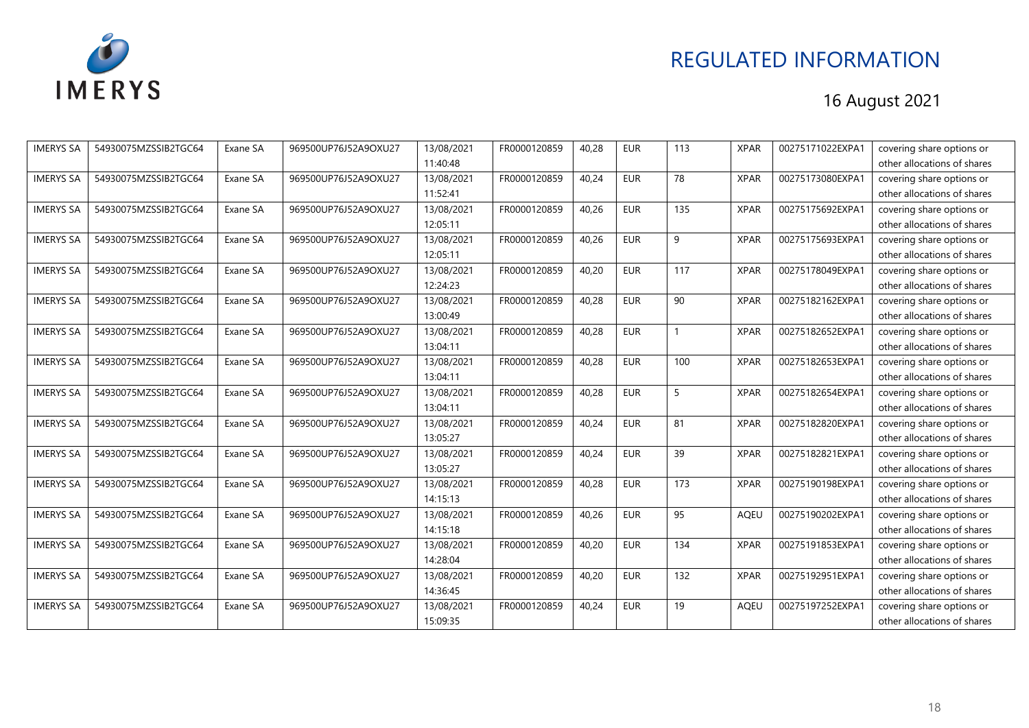| IMERYS SA | 54930075MZSSIB2TGC64 | Exane SA | 969500UP76J52A9OXU27 | 13/08/2021 11:40:48 | FR0000120859 | 40,28 | EUR | 113 | XPAR | 00275171022EXPA1 | covering share options or other allocations of shares |
|---|---|---|---|---|---|---|---|---|---|---|---|
| IMERYS SA | 54930075MZSSIB2TGC64 | Exane SA | 969500UP76J52A9OXU27 | 13/08/2021 11:52:41 | FR0000120859 | 40,24 | EUR | 78 | XPAR | 00275173080EXPA1 | covering share options or other allocations of shares |
| IMERYS SA | 54930075MZSSIB2TGC64 | Exane SA | 969500UP76J52A9OXU27 | 13/08/2021 12:05:11 | FR0000120859 | 40,26 | EUR | 135 | XPAR | 00275175692EXPA1 | covering share options or other allocations of shares |
| IMERYS SA | 54930075MZSSIB2TGC64 | Exane SA | 969500UP76J52A9OXU27 | 13/08/2021 12:05:11 | FR0000120859 | 40,26 | EUR | 9 | XPAR | 00275175693EXPA1 | covering share options or other allocations of shares |
| IMERYS SA | 54930075MZSSIB2TGC64 | Exane SA | 969500UP76J52A9OXU27 | 13/08/2021 12:24:23 | FR0000120859 | 40,20 | EUR | 117 | XPAR | 00275178049EXPA1 | covering share options or other allocations of shares |
| IMERYS SA | 54930075MZSSIB2TGC64 | Exane SA | 969500UP76J52A9OXU27 | 13/08/2021 13:00:49 | FR0000120859 | 40,28 | EUR | 90 | XPAR | 00275182162EXPA1 | covering share options or other allocations of shares |
| IMERYS SA | 54930075MZSSIB2TGC64 | Exane SA | 969500UP76J52A9OXU27 | 13/08/2021 13:04:11 | FR0000120859 | 40,28 | EUR | 1 | XPAR | 00275182652EXPA1 | covering share options or other allocations of shares |
| IMERYS SA | 54930075MZSSIB2TGC64 | Exane SA | 969500UP76J52A9OXU27 | 13/08/2021 13:04:11 | FR0000120859 | 40,28 | EUR | 100 | XPAR | 00275182653EXPA1 | covering share options or other allocations of shares |
| IMERYS SA | 54930075MZSSIB2TGC64 | Exane SA | 969500UP76J52A9OXU27 | 13/08/2021 13:04:11 | FR0000120859 | 40,28 | EUR | 5 | XPAR | 00275182654EXPA1 | covering share options or other allocations of shares |
| IMERYS SA | 54930075MZSSIB2TGC64 | Exane SA | 969500UP76J52A9OXU27 | 13/08/2021 13:05:27 | FR0000120859 | 40,24 | EUR | 81 | XPAR | 00275182820EXPA1 | covering share options or other allocations of shares |
| IMERYS SA | 54930075MZSSIB2TGC64 | Exane SA | 969500UP76J52A9OXU27 | 13/08/2021 13:05:27 | FR0000120859 | 40,24 | EUR | 39 | XPAR | 00275182821EXPA1 | covering share options or other allocations of shares |
| IMERYS SA | 54930075MZSSIB2TGC64 | Exane SA | 969500UP76J52A9OXU27 | 13/08/2021 14:15:13 | FR0000120859 | 40,28 | EUR | 173 | XPAR | 00275190198EXPA1 | covering share options or other allocations of shares |
| IMERYS SA | 54930075MZSSIB2TGC64 | Exane SA | 969500UP76J52A9OXU27 | 13/08/2021 14:15:18 | FR0000120859 | 40,26 | EUR | 95 | AQEU | 00275190202EXPA1 | covering share options or other allocations of shares |
| IMERYS SA | 54930075MZSSIB2TGC64 | Exane SA | 969500UP76J52A9OXU27 | 13/08/2021 14:28:04 | FR0000120859 | 40,20 | EUR | 134 | XPAR | 00275191853EXPA1 | covering share options or other allocations of shares |
| IMERYS SA | 54930075MZSSIB2TGC64 | Exane SA | 969500UP76J52A9OXU27 | 13/08/2021 14:36:45 | FR0000120859 | 40,20 | EUR | 132 | XPAR | 00275192951EXPA1 | covering share options or other allocations of shares |
| IMERYS SA | 54930075MZSSIB2TGC64 | Exane SA | 969500UP76J52A9OXU27 | 13/08/2021 15:09:35 | FR0000120859 | 40,24 | EUR | 19 | AQEU | 00275197252EXPA1 | covering share options or other allocations of shares |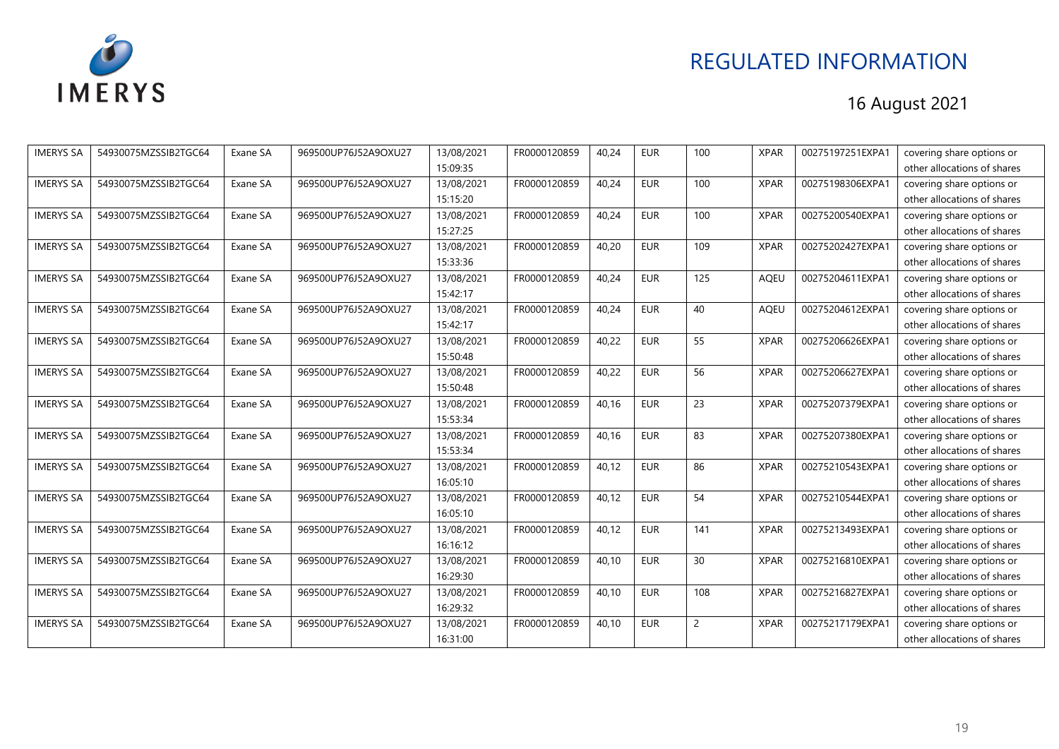REGULATED INFORMATION

16 August 2021

| | | | | | | | | | | | |
|---|---|---|---|---|---|---|---|---|---|---|---|
| IMERYS SA | 54930075MZSSIB2TGC64 | Exane SA | 969500UP76J52A9OXU27 | 13/08/2021 15:09:35 | FR0000120859 | 40,24 | EUR | 100 | XPAR | 00275197251EXPA1 | covering share options or other allocations of shares |
| IMERYS SA | 54930075MZSSIB2TGC64 | Exane SA | 969500UP76J52A9OXU27 | 13/08/2021 15:15:20 | FR0000120859 | 40,24 | EUR | 100 | XPAR | 00275198306EXPA1 | covering share options or other allocations of shares |
| IMERYS SA | 54930075MZSSIB2TGC64 | Exane SA | 969500UP76J52A9OXU27 | 13/08/2021 15:27:25 | FR0000120859 | 40,24 | EUR | 100 | XPAR | 00275200540EXPA1 | covering share options or other allocations of shares |
| IMERYS SA | 54930075MZSSIB2TGC64 | Exane SA | 969500UP76J52A9OXU27 | 13/08/2021 15:33:36 | FR0000120859 | 40,20 | EUR | 109 | XPAR | 00275202427EXPA1 | covering share options or other allocations of shares |
| IMERYS SA | 54930075MZSSIB2TGC64 | Exane SA | 969500UP76J52A9OXU27 | 13/08/2021 15:42:17 | FR0000120859 | 40,24 | EUR | 125 | AQEU | 00275204611EXPA1 | covering share options or other allocations of shares |
| IMERYS SA | 54930075MZSSIB2TGC64 | Exane SA | 969500UP76J52A9OXU27 | 13/08/2021 15:42:17 | FR0000120859 | 40,24 | EUR | 40 | AQEU | 00275204612EXPA1 | covering share options or other allocations of shares |
| IMERYS SA | 54930075MZSSIB2TGC64 | Exane SA | 969500UP76J52A9OXU27 | 13/08/2021 15:50:48 | FR0000120859 | 40,22 | EUR | 55 | XPAR | 00275206626EXPA1 | covering share options or other allocations of shares |
| IMERYS SA | 54930075MZSSIB2TGC64 | Exane SA | 969500UP76J52A9OXU27 | 13/08/2021 15:50:48 | FR0000120859 | 40,22 | EUR | 56 | XPAR | 00275206627EXPA1 | covering share options or other allocations of shares |
| IMERYS SA | 54930075MZSSIB2TGC64 | Exane SA | 969500UP76J52A9OXU27 | 13/08/2021 15:53:34 | FR0000120859 | 40,16 | EUR | 23 | XPAR | 00275207379EXPA1 | covering share options or other allocations of shares |
| IMERYS SA | 54930075MZSSIB2TGC64 | Exane SA | 969500UP76J52A9OXU27 | 13/08/2021 15:53:34 | FR0000120859 | 40,16 | EUR | 83 | XPAR | 00275207380EXPA1 | covering share options or other allocations of shares |
| IMERYS SA | 54930075MZSSIB2TGC64 | Exane SA | 969500UP76J52A9OXU27 | 13/08/2021 16:05:10 | FR0000120859 | 40,12 | EUR | 86 | XPAR | 00275210543EXPA1 | covering share options or other allocations of shares |
| IMERYS SA | 54930075MZSSIB2TGC64 | Exane SA | 969500UP76J52A9OXU27 | 13/08/2021 16:05:10 | FR0000120859 | 40,12 | EUR | 54 | XPAR | 00275210544EXPA1 | covering share options or other allocations of shares |
| IMERYS SA | 54930075MZSSIB2TGC64 | Exane SA | 969500UP76J52A9OXU27 | 13/08/2021 16:16:12 | FR0000120859 | 40,12 | EUR | 141 | XPAR | 00275213493EXPA1 | covering share options or other allocations of shares |
| IMERYS SA | 54930075MZSSIB2TGC64 | Exane SA | 969500UP76J52A9OXU27 | 13/08/2021 16:29:30 | FR0000120859 | 40,10 | EUR | 30 | XPAR | 00275216810EXPA1 | covering share options or other allocations of shares |
| IMERYS SA | 54930075MZSSIB2TGC64 | Exane SA | 969500UP76J52A9OXU27 | 13/08/2021 16:29:32 | FR0000120859 | 40,10 | EUR | 108 | XPAR | 00275216827EXPA1 | covering share options or other allocations of shares |
| IMERYS SA | 54930075MZSSIB2TGC64 | Exane SA | 969500UP76J52A9OXU27 | 13/08/2021 16:31:00 | FR0000120859 | 40,10 | EUR | 2 | XPAR | 00275217179EXPA1 | covering share options or other allocations of shares |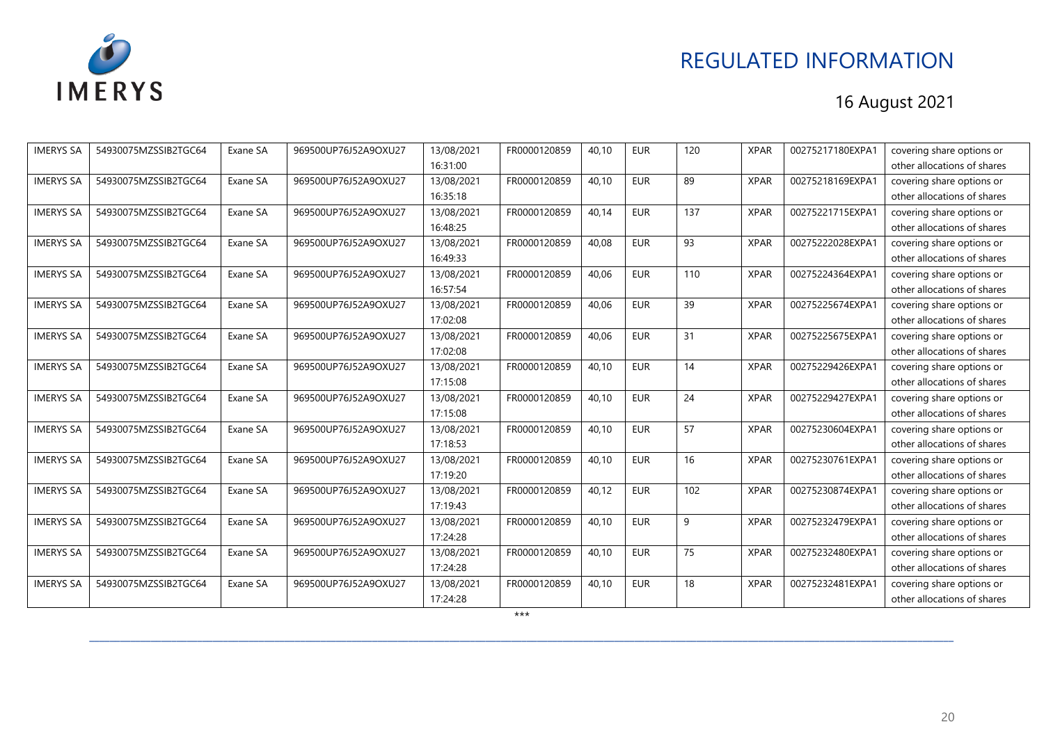| IMERYS SA | 54930075MZSSIB2TGC64 | Exane SA | 969500UP76J52A9OXU27 | 13/08/2021 16:31:00 | FR0000120859 | 40,10 | EUR | 120 | XPAR | 00275217180EXPA1 | covering share options or other allocations of shares |
|---|---|---|---|---|---|---|---|---|---|---|---|
| IMERYS SA | 54930075MZSSIB2TGC64 | Exane SA | 969500UP76J52A9OXU27 | 13/08/2021 16:35:18 | FR0000120859 | 40,10 | EUR | 89 | XPAR | 00275218169EXPA1 | covering share options or other allocations of shares |
| IMERYS SA | 54930075MZSSIB2TGC64 | Exane SA | 969500UP76J52A9OXU27 | 13/08/2021 16:48:25 | FR0000120859 | 40,14 | EUR | 137 | XPAR | 00275221715EXPA1 | covering share options or other allocations of shares |
| IMERYS SA | 54930075MZSSIB2TGC64 | Exane SA | 969500UP76J52A9OXU27 | 13/08/2021 16:49:33 | FR0000120859 | 40,08 | EUR | 93 | XPAR | 00275222028EXPA1 | covering share options or other allocations of shares |
| IMERYS SA | 54930075MZSSIB2TGC64 | Exane SA | 969500UP76J52A9OXU27 | 13/08/2021 16:57:54 | FR0000120859 | 40,06 | EUR | 110 | XPAR | 00275224364EXPA1 | covering share options or other allocations of shares |
| IMERYS SA | 54930075MZSSIB2TGC64 | Exane SA | 969500UP76J52A9OXU27 | 13/08/2021 17:02:08 | FR0000120859 | 40,06 | EUR | 39 | XPAR | 00275225674EXPA1 | covering share options or other allocations of shares |
| IMERYS SA | 54930075MZSSIB2TGC64 | Exane SA | 969500UP76J52A9OXU27 | 13/08/2021 17:02:08 | FR0000120859 | 40,06 | EUR | 31 | XPAR | 00275225675EXPA1 | covering share options or other allocations of shares |
| IMERYS SA | 54930075MZSSIB2TGC64 | Exane SA | 969500UP76J52A9OXU27 | 13/08/2021 17:15:08 | FR0000120859 | 40,10 | EUR | 14 | XPAR | 00275229426EXPA1 | covering share options or other allocations of shares |
| IMERYS SA | 54930075MZSSIB2TGC64 | Exane SA | 969500UP76J52A9OXU27 | 13/08/2021 17:15:08 | FR0000120859 | 40,10 | EUR | 24 | XPAR | 00275229427EXPA1 | covering share options or other allocations of shares |
| IMERYS SA | 54930075MZSSIB2TGC64 | Exane SA | 969500UP76J52A9OXU27 | 13/08/2021 17:18:53 | FR0000120859 | 40,10 | EUR | 57 | XPAR | 00275230604EXPA1 | covering share options or other allocations of shares |
| IMERYS SA | 54930075MZSSIB2TGC64 | Exane SA | 969500UP76J52A9OXU27 | 13/08/2021 17:19:20 | FR0000120859 | 40,10 | EUR | 16 | XPAR | 00275230761EXPA1 | covering share options or other allocations of shares |
| IMERYS SA | 54930075MZSSIB2TGC64 | Exane SA | 969500UP76J52A9OXU27 | 13/08/2021 17:19:43 | FR0000120859 | 40,12 | EUR | 102 | XPAR | 00275230874EXPA1 | covering share options or other allocations of shares |
| IMERYS SA | 54930075MZSSIB2TGC64 | Exane SA | 969500UP76J52A9OXU27 | 13/08/2021 17:24:28 | FR0000120859 | 40,10 | EUR | 9 | XPAR | 00275232479EXPA1 | covering share options or other allocations of shares |
| IMERYS SA | 54930075MZSSIB2TGC64 | Exane SA | 969500UP76J52A9OXU27 | 13/08/2021 17:24:28 | FR0000120859 | 40,10 | EUR | 75 | XPAR | 00275232480EXPA1 | covering share options or other allocations of shares |
| IMERYS SA | 54930075MZSSIB2TGC64 | Exane SA | 969500UP76J52A9OXU27 | 13/08/2021 17:24:28 | FR0000120859 | 40,10 | EUR | 18 | XPAR | 00275232481EXPA1 | covering share options or other allocations of shares |

***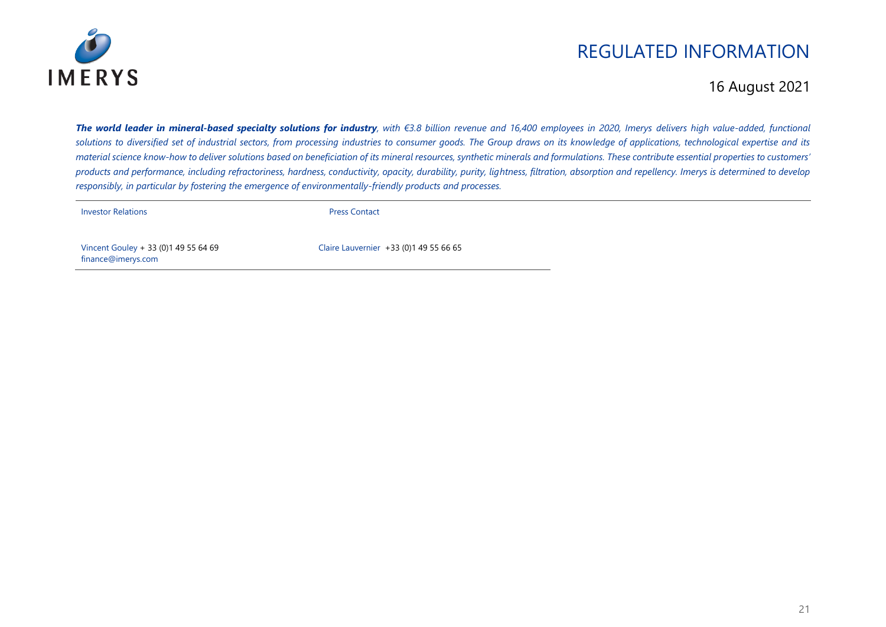IMERYS

# REGULATED INFORMATION

16 August 2021

***The world leader in mineral-based specialty solutions for industry****, with €3.8 billion revenue and 16,400 employees in 2020, Imerys delivers high value-added, functional solutions to diversified set of industrial sectors, from processing industries to consumer goods. The Group draws on its knowledge of applications, technological expertise and its material science know-how to deliver solutions based on beneficiation of its mineral resources, synthetic minerals and formulations. These contribute essential properties to customers' products and performance, including refractoriness, hardness, conductivity, opacity, durability, purity, lightness, filtration, absorption and repellency. Imerys is determined to develop responsibly, in particular by fostering the emergence of environmentally-friendly products and processes.*

| Investor Relations | Press Contact |
| --- | --- |
| Vincent Gouley + 33 (0)1 49 55 64 69<br>finance@imerys.com | Claire Lauvernier +33 (0)1 49 55 66 65 |